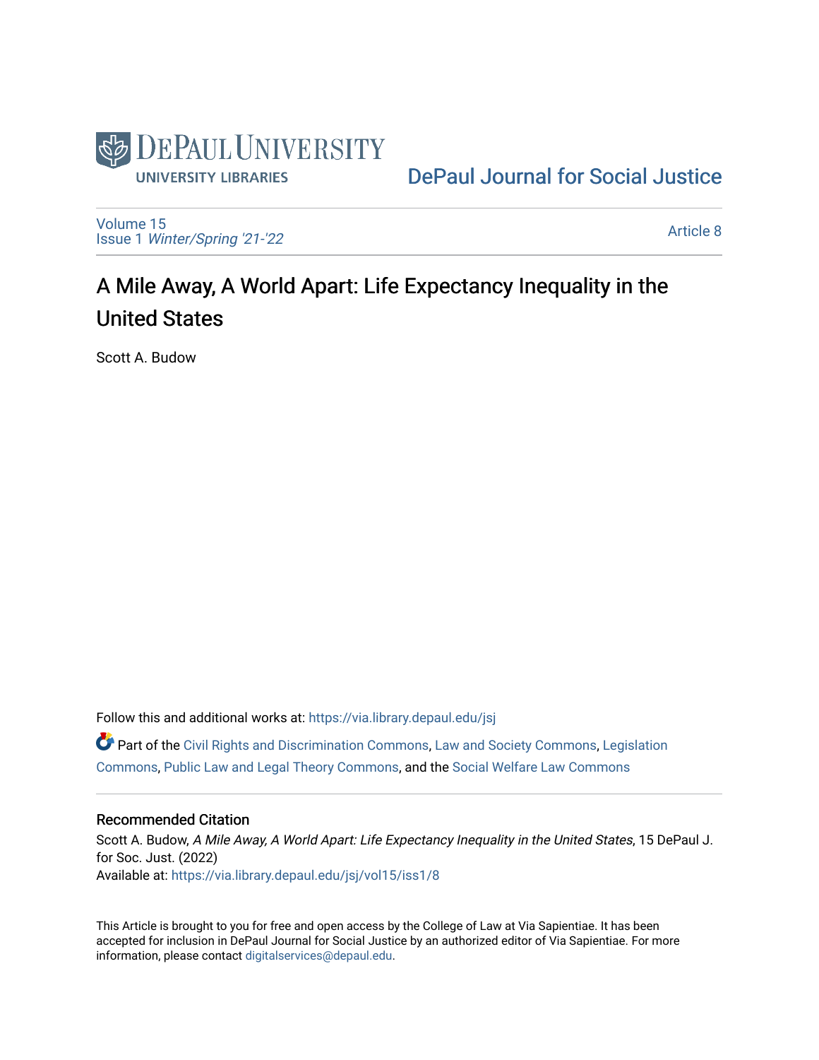DePaul University
University Libraries

DePaul Journal for Social Justice

Volume 15
Issue 1 *Winter/Spring '21-'22*

Article 8

# A Mile Away, A World Apart: Life Expectancy Inequality in the United States

Scott A. Budow

Follow this and additional works at: https://via.library.depaul.edu/jsj

Part of the Civil Rights and Discrimination Commons, Law and Society Commons, Legislation Commons, Public Law and Legal Theory Commons, and the Social Welfare Law Commons

## Recommended Citation

Scott A. Budow, *A Mile Away, A World Apart: Life Expectancy Inequality in the United States*, 15 DePaul J. for Soc. Just. (2022)
Available at: https://via.library.depaul.edu/jsj/vol15/iss1/8

This Article is brought to you for free and open access by the College of Law at Via Sapientiae. It has been accepted for inclusion in DePaul Journal for Social Justice by an authorized editor of Via Sapientiae. For more information, please contact digitalservices@depaul.edu.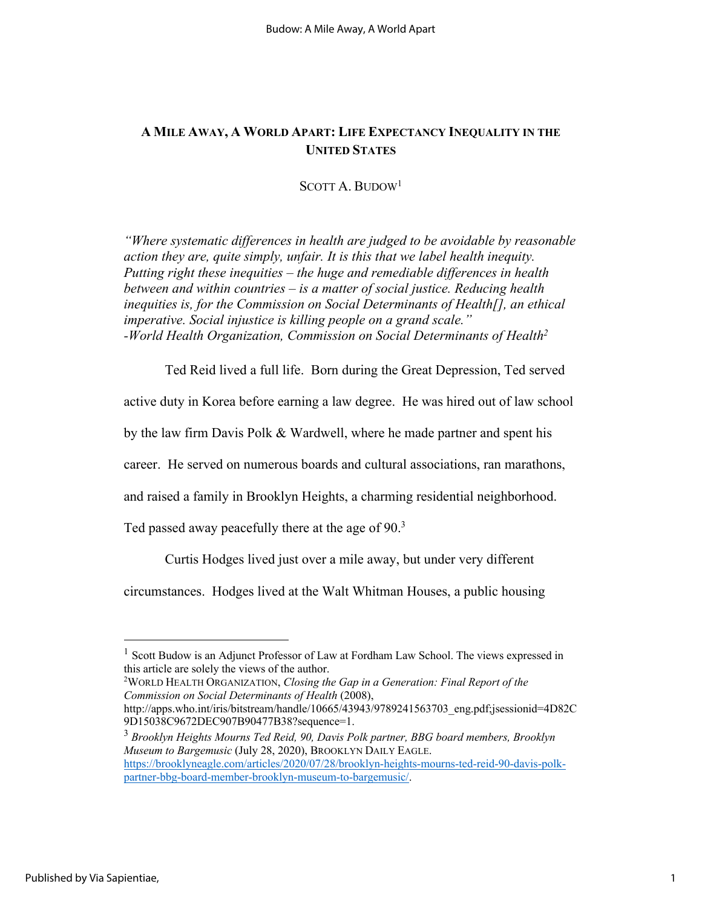# A MILE AWAY, A WORLD APART: LIFE EXPECTANCY INEQUALITY IN THE UNITED STATES

SCOTT A. BUDOW[1]

*"Where systematic differences in health are judged to be avoidable by reasonable action they are, quite simply, unfair. It is this that we label health inequity. Putting right these inequities – the huge and remediable differences in health between and within countries – is a matter of social justice. Reducing health inequities is, for the Commission on Social Determinants of Health[], an ethical imperative. Social injustice is killing people on a grand scale."*
*-World Health Organization, Commission on Social Determinants of Health[2]*

Ted Reid lived a full life. Born during the Great Depression, Ted served active duty in Korea before earning a law degree. He was hired out of law school by the law firm Davis Polk & Wardwell, where he made partner and spent his career. He served on numerous boards and cultural associations, ran marathons, and raised a family in Brooklyn Heights, a charming residential neighborhood. Ted passed away peacefully there at the age of 90.[3]

Curtis Hodges lived just over a mile away, but under very different circumstances. Hodges lived at the Walt Whitman Houses, a public housing

---

[1] Scott Budow is an Adjunct Professor of Law at Fordham Law School. The views expressed in this article are solely the views of the author.

[2] WORLD HEALTH ORGANIZATION, *Closing the Gap in a Generation: Final Report of the Commission on Social Determinants of Health* (2008), http://apps.who.int/iris/bitstream/handle/10665/43943/9789241563703_eng.pdf;jsessionid=4D82C9D15038C9672DEC907B90477B38?sequence=1.

[3] *Brooklyn Heights Mourns Ted Reid, 90, Davis Polk partner, BBG board members, Brooklyn Museum to Bargemusic* (July 28, 2020), BROOKLYN DAILY EAGLE. https://brooklyneagle.com/articles/2020/07/28/brooklyn-heights-mourns-ted-reid-90-davis-polk-partner-bbg-board-member-brooklyn-museum-to-bargemusic/.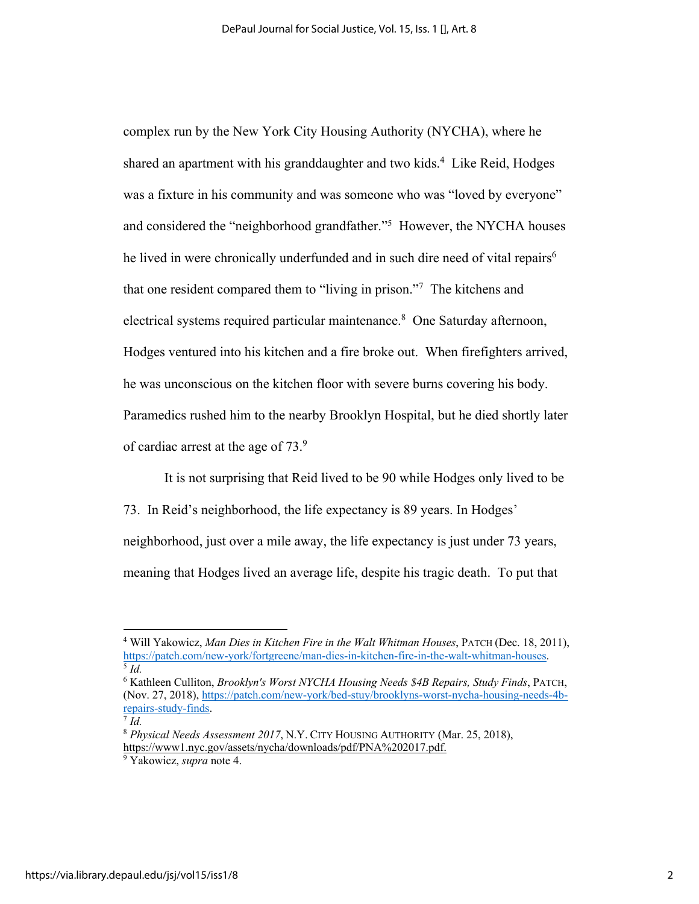complex run by the New York City Housing Authority (NYCHA), where he shared an apartment with his granddaughter and two kids.[4] Like Reid, Hodges was a fixture in his community and was someone who was "loved by everyone" and considered the "neighborhood grandfather."[5] However, the NYCHA houses he lived in were chronically underfunded and in such dire need of vital repairs[6] that one resident compared them to "living in prison."[7] The kitchens and electrical systems required particular maintenance.[8] One Saturday afternoon, Hodges ventured into his kitchen and a fire broke out. When firefighters arrived, he was unconscious on the kitchen floor with severe burns covering his body. Paramedics rushed him to the nearby Brooklyn Hospital, but he died shortly later of cardiac arrest at the age of 73.[9]

It is not surprising that Reid lived to be 90 while Hodges only lived to be 73. In Reid's neighborhood, the life expectancy is 89 years. In Hodges' neighborhood, just over a mile away, the life expectancy is just under 73 years, meaning that Hodges lived an average life, despite his tragic death. To put that

---

[4] Will Yakowicz, *Man Dies in Kitchen Fire in the Walt Whitman Houses*, PATCH (Dec. 18, 2011), https://patch.com/new-york/fortgreene/man-dies-in-kitchen-fire-in-the-walt-whitman-houses.

[5] *Id.*

[6] Kathleen Culliton, *Brooklyn's Worst NYCHA Housing Needs $4B Repairs, Study Finds*, PATCH, (Nov. 27, 2018), https://patch.com/new-york/bed-stuy/brooklyns-worst-nycha-housing-needs-4b-repairs-study-finds.

[7] *Id.*

[8] *Physical Needs Assessment 2017*, N.Y. CITY HOUSING AUTHORITY (Mar. 25, 2018), https://www1.nyc.gov/assets/nycha/downloads/pdf/PNA%202017.pdf.

[9] Yakowicz, *supra* note 4.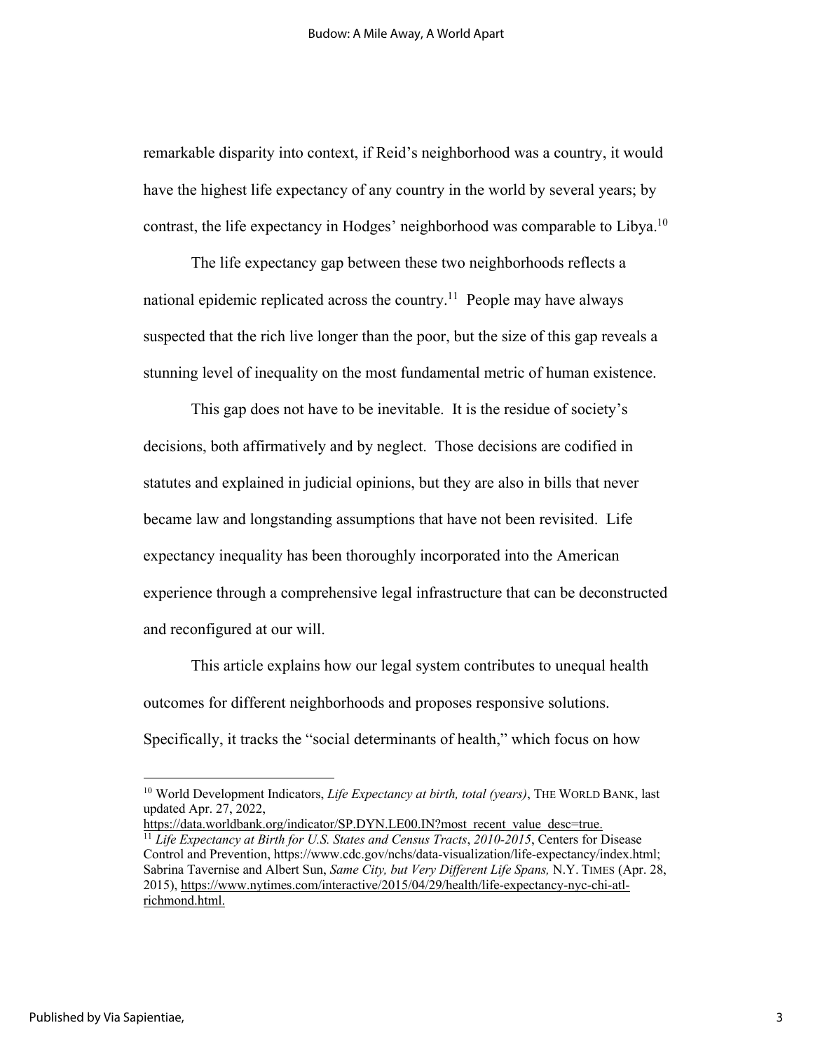remarkable disparity into context, if Reid's neighborhood was a country, it would have the highest life expectancy of any country in the world by several years; by contrast, the life expectancy in Hodges' neighborhood was comparable to Libya.[10]

The life expectancy gap between these two neighborhoods reflects a national epidemic replicated across the country.[11] People may have always suspected that the rich live longer than the poor, but the size of this gap reveals a stunning level of inequality on the most fundamental metric of human existence.

This gap does not have to be inevitable. It is the residue of society's decisions, both affirmatively and by neglect. Those decisions are codified in statutes and explained in judicial opinions, but they are also in bills that never became law and longstanding assumptions that have not been revisited. Life expectancy inequality has been thoroughly incorporated into the American experience through a comprehensive legal infrastructure that can be deconstructed and reconfigured at our will.

This article explains how our legal system contributes to unequal health outcomes for different neighborhoods and proposes responsive solutions. Specifically, it tracks the "social determinants of health," which focus on how

---

[10] World Development Indicators, *Life Expectancy at birth, total (years)*, THE WORLD BANK, last updated Apr. 27, 2022, https://data.worldbank.org/indicator/SP.DYN.LE00.IN?most_recent_value_desc=true.

[11] *Life Expectancy at Birth for U.S. States and Census Tracts*, *2010-2015*, Centers for Disease Control and Prevention, https://www.cdc.gov/nchs/data-visualization/life-expectancy/index.html; Sabrina Tavernise and Albert Sun, *Same City, but Very Different Life Spans,* N.Y. TIMES (Apr. 28, 2015), https://www.nytimes.com/interactive/2015/04/29/health/life-expectancy-nyc-chi-atl-richmond.html.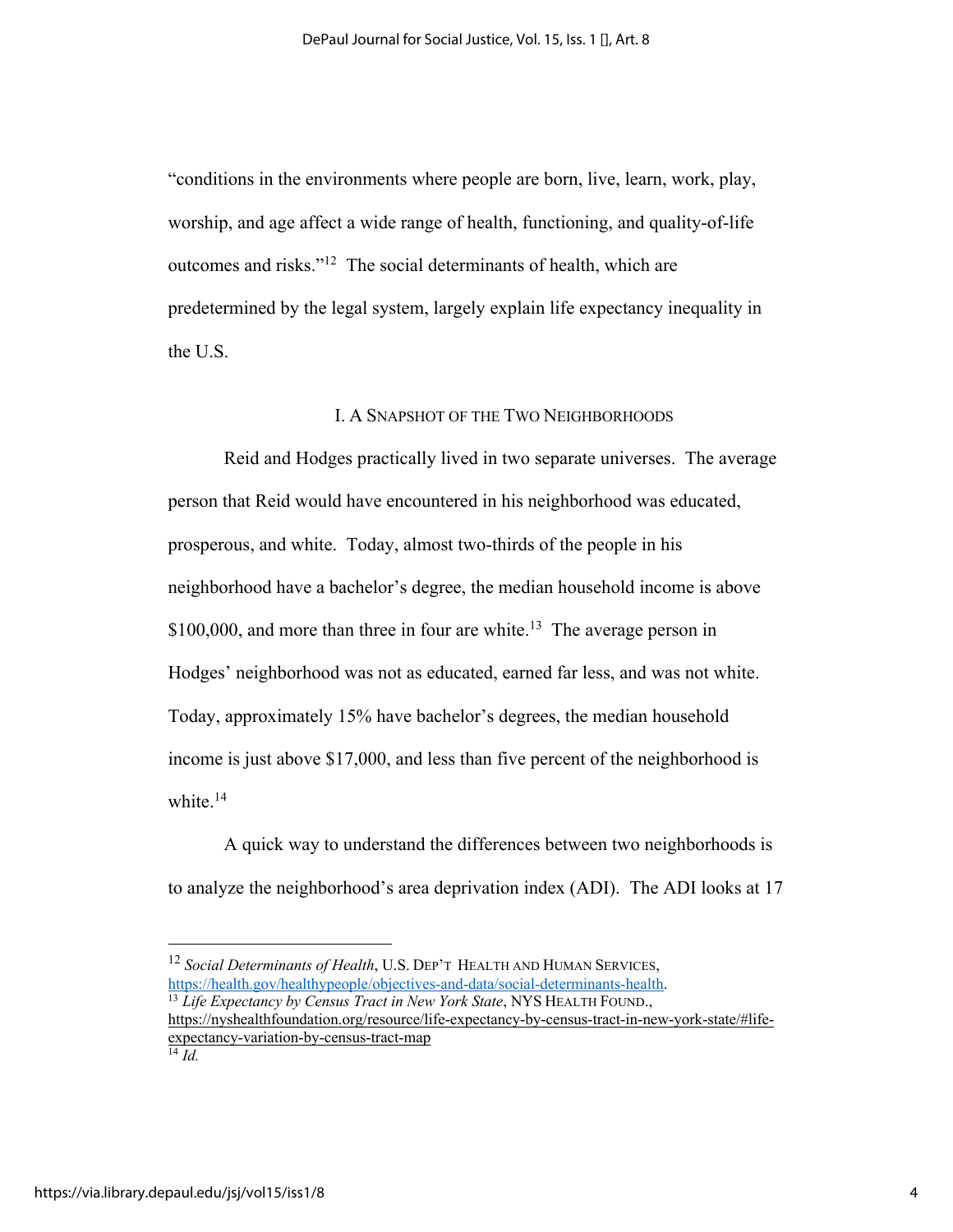"conditions in the environments where people are born, live, learn, work, play, worship, and age affect a wide range of health, functioning, and quality-of-life outcomes and risks."[12] The social determinants of health, which are predetermined by the legal system, largely explain life expectancy inequality in the U.S.

## I. A Snapshot of the Two Neighborhoods

Reid and Hodges practically lived in two separate universes. The average person that Reid would have encountered in his neighborhood was educated, prosperous, and white. Today, almost two-thirds of the people in his neighborhood have a bachelor's degree, the median household income is above $100,000, and more than three in four are white.[13] The average person in Hodges' neighborhood was not as educated, earned far less, and was not white. Today, approximately 15% have bachelor's degrees, the median household income is just above $17,000, and less than five percent of the neighborhood is white.[14]

A quick way to understand the differences between two neighborhoods is to analyze the neighborhood's area deprivation index (ADI). The ADI looks at 17

---

[12] *Social Determinants of Health*, U.S. Dep't Health and Human Services, https://health.gov/healthypeople/objectives-and-data/social-determinants-health.

[13] *Life Expectancy by Census Tract in New York State*, NYS Health Found., https://nyshealthfoundation.org/resource/life-expectancy-by-census-tract-in-new-york-state/#life-expectancy-variation-by-census-tract-map

[14] *Id.*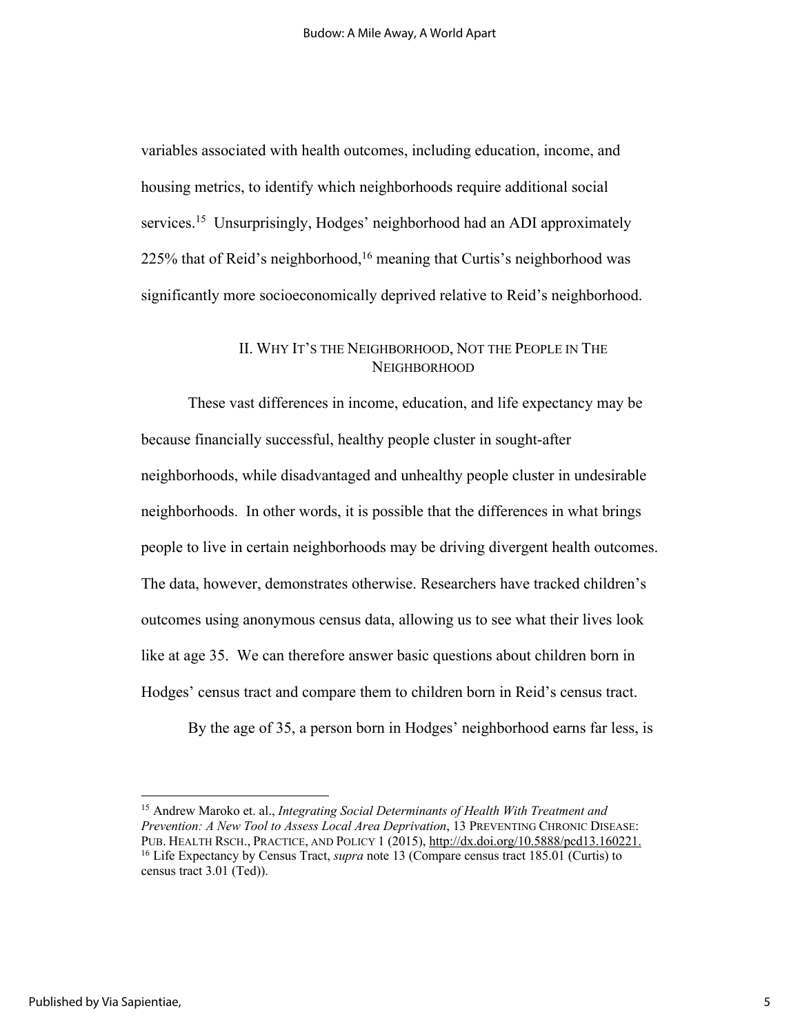variables associated with health outcomes, including education, income, and housing metrics, to identify which neighborhoods require additional social services.[15] Unsurprisingly, Hodges' neighborhood had an ADI approximately 225% that of Reid's neighborhood,[16] meaning that Curtis's neighborhood was significantly more socioeconomically deprived relative to Reid's neighborhood.

## II. Why It's the Neighborhood, Not the People in The Neighborhood

These vast differences in income, education, and life expectancy may be because financially successful, healthy people cluster in sought-after neighborhoods, while disadvantaged and unhealthy people cluster in undesirable neighborhoods. In other words, it is possible that the differences in what brings people to live in certain neighborhoods may be driving divergent health outcomes. The data, however, demonstrates otherwise. Researchers have tracked children's outcomes using anonymous census data, allowing us to see what their lives look like at age 35. We can therefore answer basic questions about children born in Hodges' census tract and compare them to children born in Reid's census tract.

By the age of 35, a person born in Hodges' neighborhood earns far less, is

---

[15] Andrew Maroko et. al., *Integrating Social Determinants of Health With Treatment and Prevention: A New Tool to Assess Local Area Deprivation*, 13 Preventing Chronic Disease: Pub. Health Rsch., Practice, and Policy 1 (2015), http://dx.doi.org/10.5888/pcd13.160221.

[16] Life Expectancy by Census Tract, *supra* note 13 (Compare census tract 185.01 (Curtis) to census tract 3.01 (Ted)).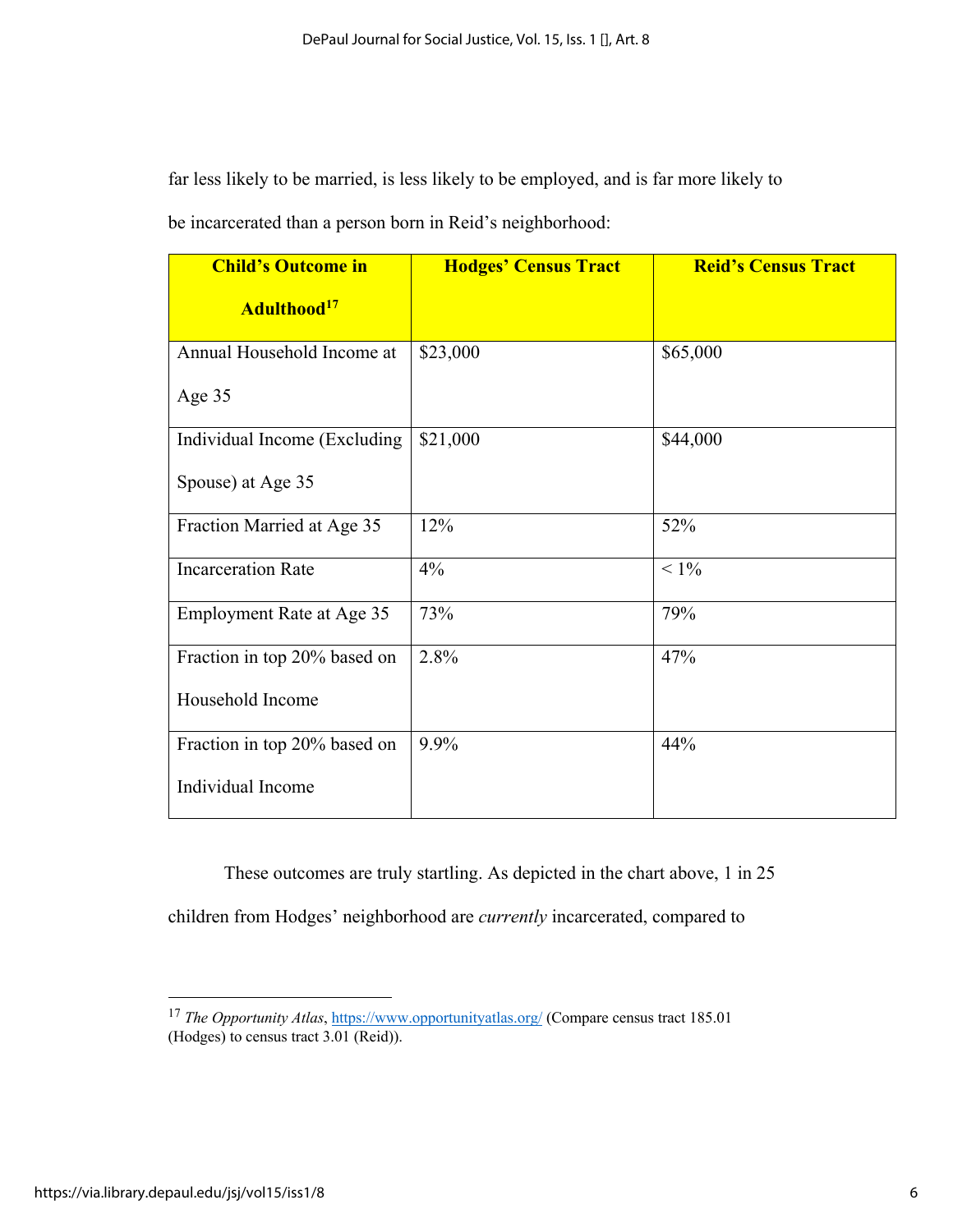far less likely to be married, is less likely to be employed, and is far more likely to be incarcerated than a person born in Reid's neighborhood:

| **Child's Outcome in Adulthood**[17] | **Hodges' Census Tract** | **Reid's Census Tract** |
|---|---|---|
| Annual Household Income at Age 35 | $23,000 | $65,000 |
| Individual Income (Excluding Spouse) at Age 35 | $21,000 | $44,000 |
| Fraction Married at Age 35 | 12% | 52% |
| Incarceration Rate | 4% | < 1% |
| Employment Rate at Age 35 | 73% | 79% |
| Fraction in top 20% based on Household Income | 2.8% | 47% |
| Fraction in top 20% based on Individual Income | 9.9% | 44% |

These outcomes are truly startling. As depicted in the chart above, 1 in 25 children from Hodges' neighborhood are *currently* incarcerated, compared to

---

[17] *The Opportunity Atlas*, https://www.opportunityatlas.org/ (Compare census tract 185.01 (Hodges) to census tract 3.01 (Reid)).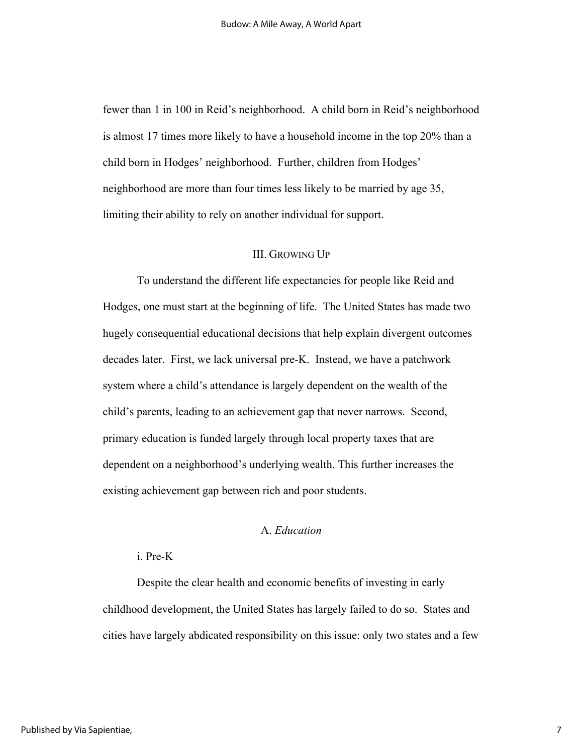fewer than 1 in 100 in Reid's neighborhood. A child born in Reid's neighborhood is almost 17 times more likely to have a household income in the top 20% than a child born in Hodges' neighborhood. Further, children from Hodges' neighborhood are more than four times less likely to be married by age 35, limiting their ability to rely on another individual for support.

## III. Growing Up

To understand the different life expectancies for people like Reid and Hodges, one must start at the beginning of life. The United States has made two hugely consequential educational decisions that help explain divergent outcomes decades later. First, we lack universal pre-K. Instead, we have a patchwork system where a child's attendance is largely dependent on the wealth of the child's parents, leading to an achievement gap that never narrows. Second, primary education is funded largely through local property taxes that are dependent on a neighborhood's underlying wealth. This further increases the existing achievement gap between rich and poor students.

### A. *Education*

#### i. Pre-K

Despite the clear health and economic benefits of investing in early childhood development, the United States has largely failed to do so. States and cities have largely abdicated responsibility on this issue: only two states and a few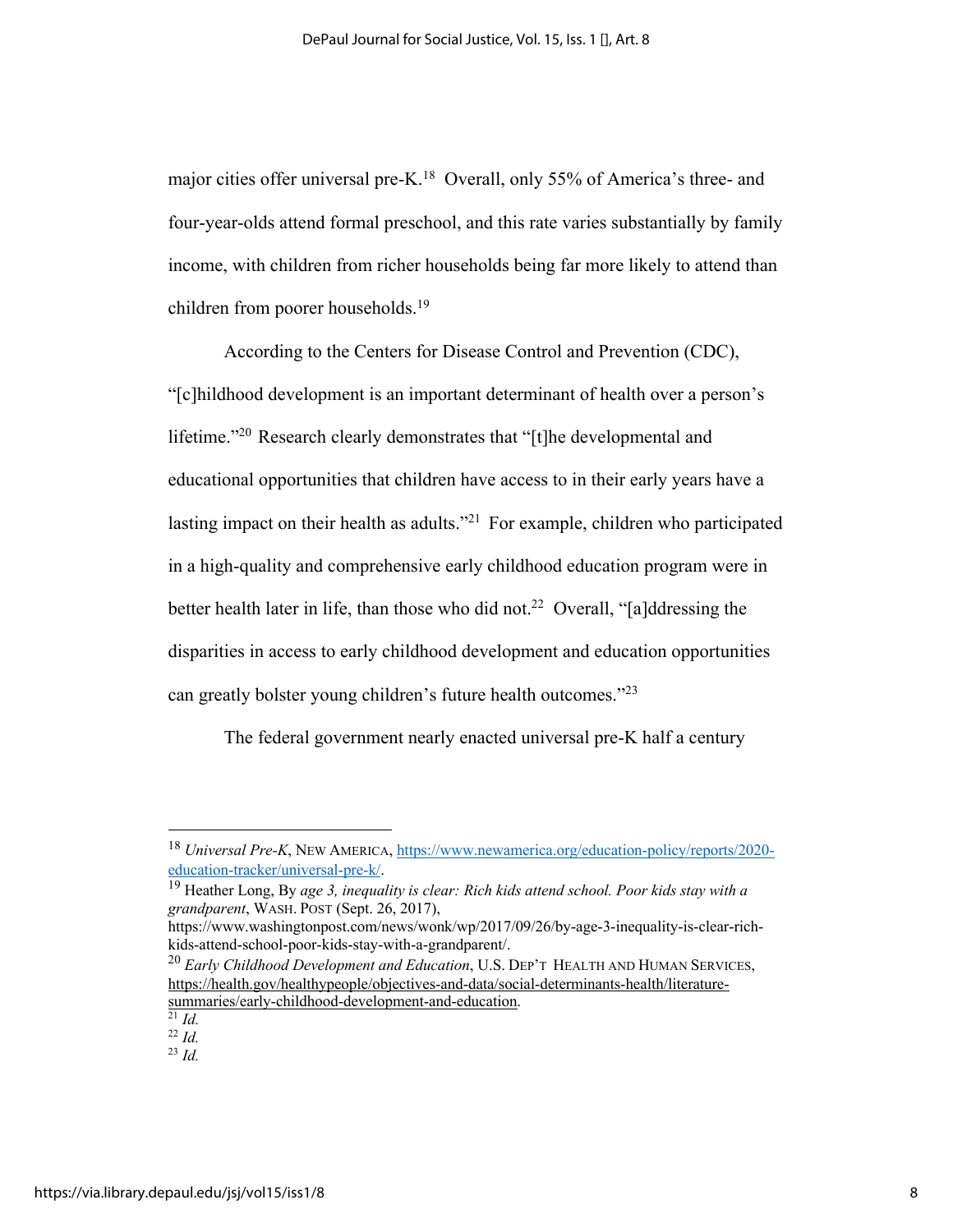major cities offer universal pre-K.[18] Overall, only 55% of America's three- and four-year-olds attend formal preschool, and this rate varies substantially by family income, with children from richer households being far more likely to attend than children from poorer households.[19]

According to the Centers for Disease Control and Prevention (CDC), "[c]hildhood development is an important determinant of health over a person's lifetime."[20] Research clearly demonstrates that "[t]he developmental and educational opportunities that children have access to in their early years have a lasting impact on their health as adults."[21] For example, children who participated in a high-quality and comprehensive early childhood education program were in better health later in life, than those who did not.[22] Overall, "[a]ddressing the disparities in access to early childhood development and education opportunities can greatly bolster young children's future health outcomes."[23]

The federal government nearly enacted universal pre-K half a century

---

[18] *Universal Pre-K*, NEW AMERICA, https://www.newamerica.org/education-policy/reports/2020-education-tracker/universal-pre-k/.

[19] Heather Long, By *age 3, inequality is clear: Rich kids attend school. Poor kids stay with a grandparent*, WASH. POST (Sept. 26, 2017), https://www.washingtonpost.com/news/wonk/wp/2017/09/26/by-age-3-inequality-is-clear-rich-kids-attend-school-poor-kids-stay-with-a-grandparent/.

[20] *Early Childhood Development and Education*, U.S. DEP'T HEALTH AND HUMAN SERVICES, https://health.gov/healthypeople/objectives-and-data/social-determinants-health/literature-summaries/early-childhood-development-and-education.

[21] *Id.*

[22] *Id.*

[23] *Id.*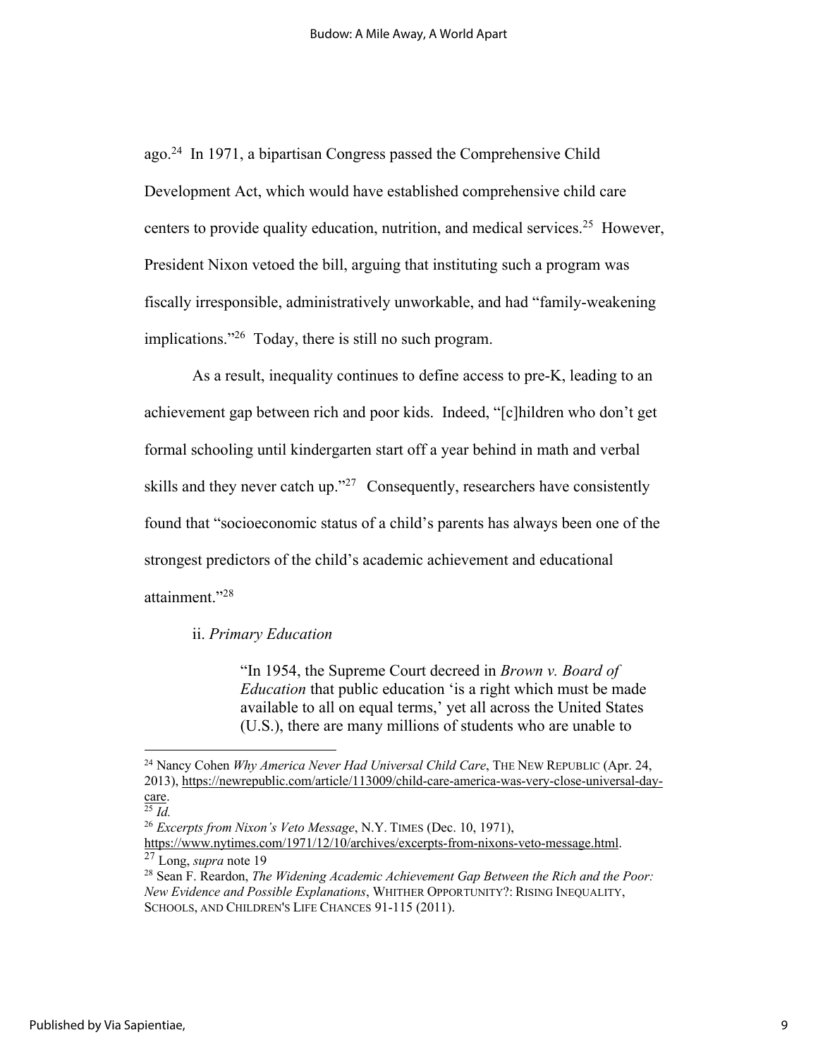ago.[24] In 1971, a bipartisan Congress passed the Comprehensive Child Development Act, which would have established comprehensive child care centers to provide quality education, nutrition, and medical services.[25] However, President Nixon vetoed the bill, arguing that instituting such a program was fiscally irresponsible, administratively unworkable, and had "family-weakening implications."[26] Today, there is still no such program.

As a result, inequality continues to define access to pre-K, leading to an achievement gap between rich and poor kids. Indeed, "[c]hildren who don't get formal schooling until kindergarten start off a year behind in math and verbal skills and they never catch up."[27] Consequently, researchers have consistently found that "socioeconomic status of a child's parents has always been one of the strongest predictors of the child's academic achievement and educational attainment."[28]

ii. *Primary Education*

> "In 1954, the Supreme Court decreed in *Brown v. Board of Education* that public education 'is a right which must be made available to all on equal terms,' yet all across the United States (U.S.), there are many millions of students who are unable to

---

[24] Nancy Cohen *Why America Never Had Universal Child Care*, THE NEW REPUBLIC (Apr. 24, 2013), https://newrepublic.com/article/113009/child-care-america-was-very-close-universal-day-care.

[25] *Id.*

[26] *Excerpts from Nixon's Veto Message*, N.Y. TIMES (Dec. 10, 1971), https://www.nytimes.com/1971/12/10/archives/excerpts-from-nixons-veto-message.html.

[27] Long, *supra* note 19

[28] Sean F. Reardon, *The Widening Academic Achievement Gap Between the Rich and the Poor: New Evidence and Possible Explanations*, WHITHER OPPORTUNITY?: RISING INEQUALITY, SCHOOLS, AND CHILDREN'S LIFE CHANCES 91-115 (2011).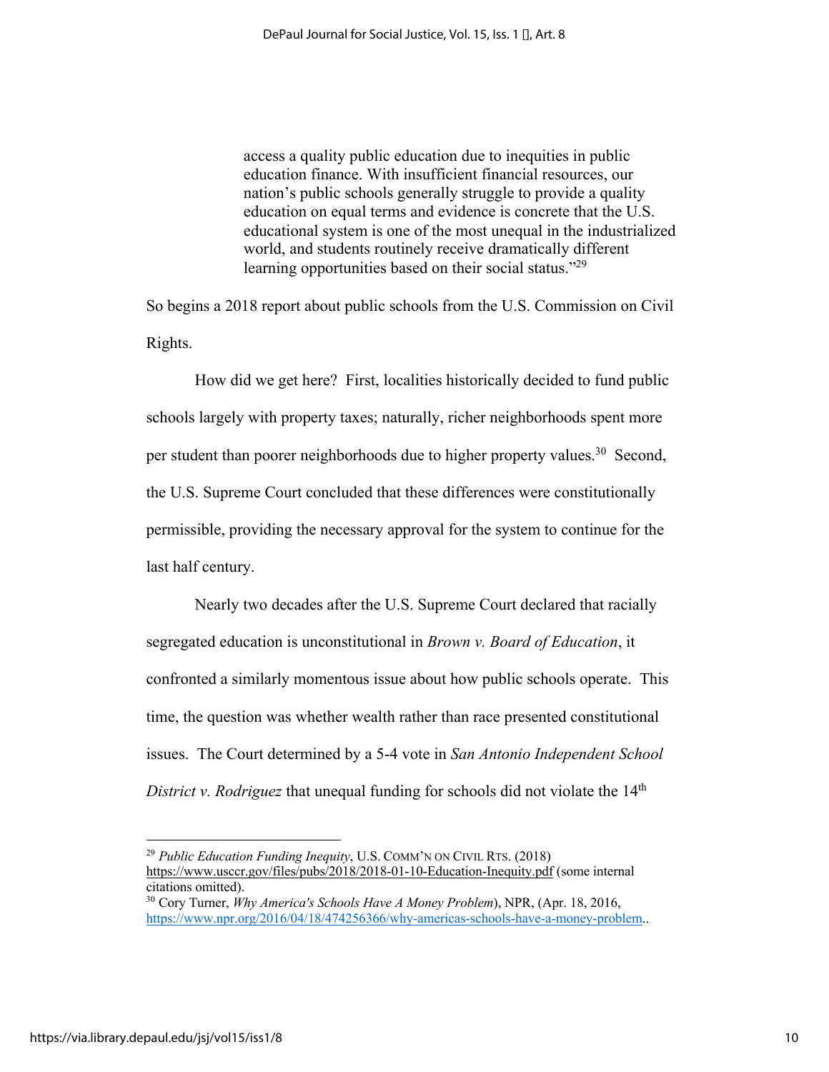> access a quality public education due to inequities in public education finance. With insufficient financial resources, our nation's public schools generally struggle to provide a quality education on equal terms and evidence is concrete that the U.S. educational system is one of the most unequal in the industrialized world, and students routinely receive dramatically different learning opportunities based on their social status."[29]

So begins a 2018 report about public schools from the U.S. Commission on Civil Rights.

How did we get here? First, localities historically decided to fund public schools largely with property taxes; naturally, richer neighborhoods spent more per student than poorer neighborhoods due to higher property values.[30] Second, the U.S. Supreme Court concluded that these differences were constitutionally permissible, providing the necessary approval for the system to continue for the last half century.

Nearly two decades after the U.S. Supreme Court declared that racially segregated education is unconstitutional in *Brown v. Board of Education*, it confronted a similarly momentous issue about how public schools operate. This time, the question was whether wealth rather than race presented constitutional issues. The Court determined by a 5-4 vote in *San Antonio Independent School District v. Rodriguez* that unequal funding for schools did not violate the 14th

---

[29] *Public Education Funding Inequity*, U.S. COMM'N ON CIVIL RTS. (2018) https://www.usccr.gov/files/pubs/2018/2018-01-10-Education-Inequity.pdf (some internal citations omitted).

[30] Cory Turner, *Why America's Schools Have A Money Problem*), NPR, (Apr. 18, 2016, https://www.npr.org/2016/04/18/474256366/why-americas-schools-have-a-money-problem..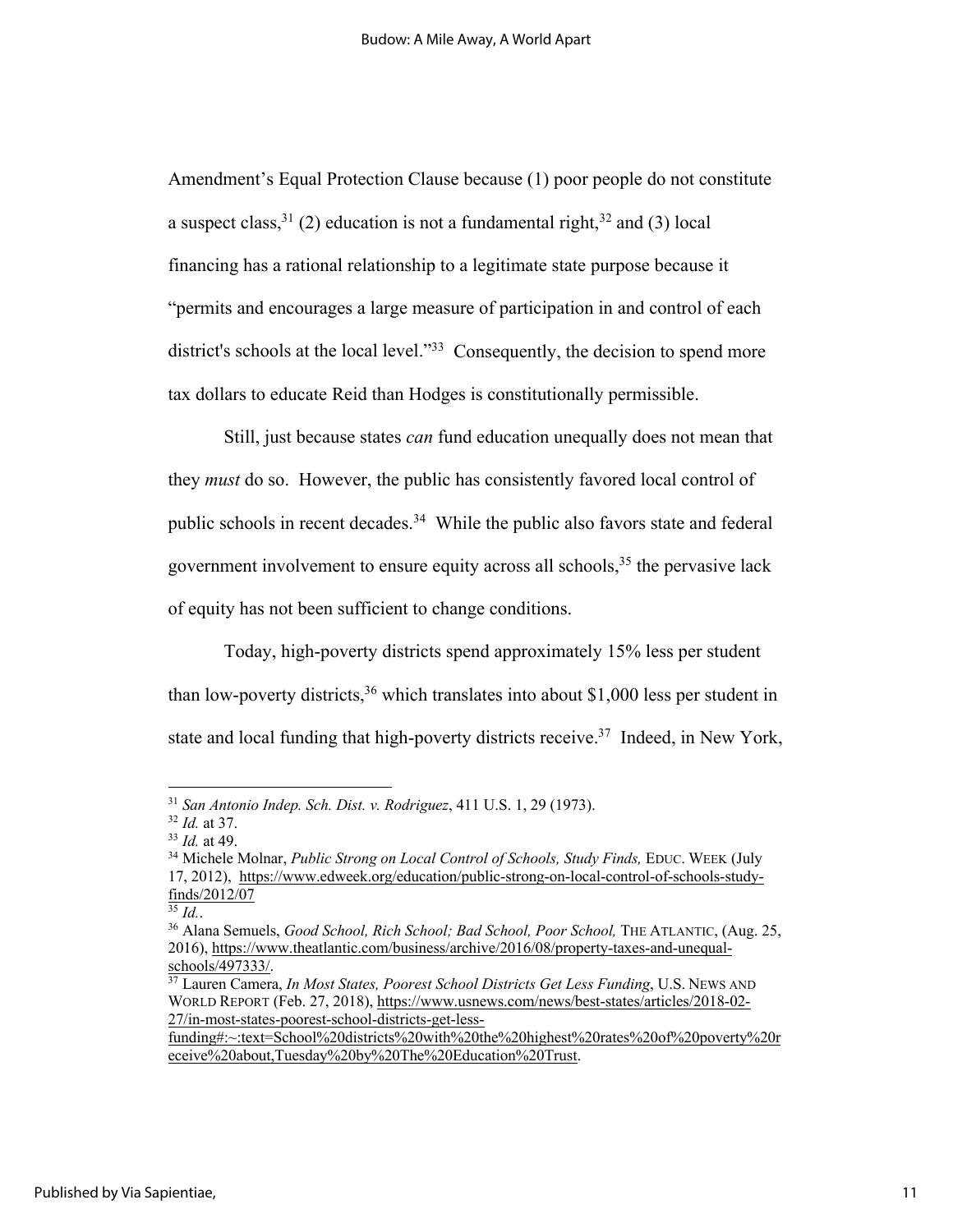Amendment's Equal Protection Clause because (1) poor people do not constitute a suspect class,[31] (2) education is not a fundamental right,[32] and (3) local financing has a rational relationship to a legitimate state purpose because it "permits and encourages a large measure of participation in and control of each district's schools at the local level."[33] Consequently, the decision to spend more tax dollars to educate Reid than Hodges is constitutionally permissible.

Still, just because states *can* fund education unequally does not mean that they *must* do so. However, the public has consistently favored local control of public schools in recent decades.[34] While the public also favors state and federal government involvement to ensure equity across all schools,[35] the pervasive lack of equity has not been sufficient to change conditions.

Today, high-poverty districts spend approximately 15% less per student than low-poverty districts,[36] which translates into about $1,000 less per student in state and local funding that high-poverty districts receive.[37] Indeed, in New York,

---

[31] *San Antonio Indep. Sch. Dist. v. Rodriguez*, 411 U.S. 1, 29 (1973).

[32] *Id.* at 37.

[33] *Id.* at 49.

[34] Michele Molnar, *Public Strong on Local Control of Schools, Study Finds,* EDUC. WEEK (July 17, 2012), https://www.edweek.org/education/public-strong-on-local-control-of-schools-study-finds/2012/07

[35] *Id.*.

[36] Alana Semuels, *Good School, Rich School; Bad School, Poor School,* THE ATLANTIC, (Aug. 25, 2016), https://www.theatlantic.com/business/archive/2016/08/property-taxes-and-unequal-schools/497333/.

[37] Lauren Camera, *In Most States, Poorest School Districts Get Less Funding*, U.S. NEWS AND WORLD REPORT (Feb. 27, 2018), https://www.usnews.com/news/best-states/articles/2018-02-27/in-most-states-poorest-school-districts-get-less-funding#:~:text=School%20districts%20with%20the%20highest%20rates%20of%20poverty%20receive%20about,Tuesday%20by%20The%20Education%20Trust.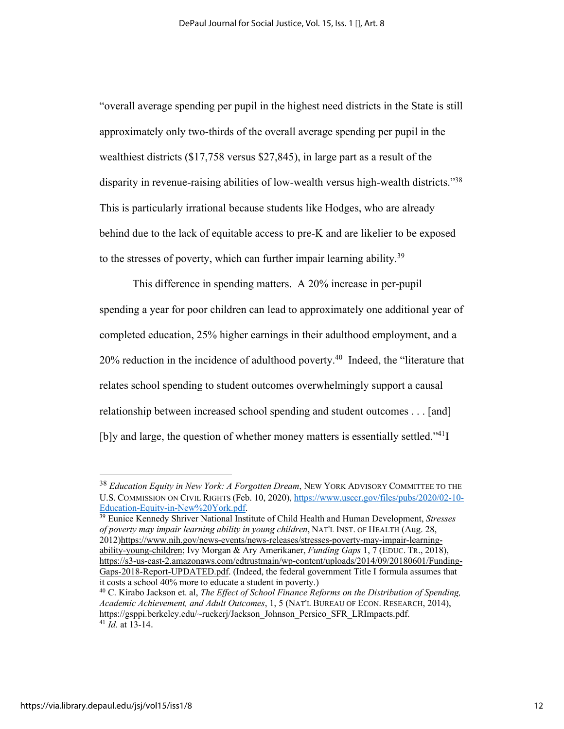"overall average spending per pupil in the highest need districts in the State is still approximately only two-thirds of the overall average spending per pupil in the wealthiest districts ($17,758 versus $27,845), in large part as a result of the disparity in revenue-raising abilities of low-wealth versus high-wealth districts."[38] This is particularly irrational because students like Hodges, who are already behind due to the lack of equitable access to pre-K and are likelier to be exposed to the stresses of poverty, which can further impair learning ability.[39]

This difference in spending matters. A 20% increase in per-pupil spending a year for poor children can lead to approximately one additional year of completed education, 25% higher earnings in their adulthood employment, and a 20% reduction in the incidence of adulthood poverty.[40] Indeed, the "literature that relates school spending to student outcomes overwhelmingly support a causal relationship between increased school spending and student outcomes . . . [and] [b]y and large, the question of whether money matters is essentially settled."[41] I

---

[38] *Education Equity in New York: A Forgotten Dream*, NEW YORK ADVISORY COMMITTEE TO THE U.S. COMMISSION ON CIVIL RIGHTS (Feb. 10, 2020), https://www.usccr.gov/files/pubs/2020/02-10-Education-Equity-in-New%20York.pdf.

[39] Eunice Kennedy Shriver National Institute of Child Health and Human Development, *Stresses of poverty may impair learning ability in young children*, NAT'L INST. OF HEALTH (Aug. 28, 2012)https://www.nih.gov/news-events/news-releases/stresses-poverty-may-impair-learning-ability-young-children; Ivy Morgan & Ary Amerikaner, *Funding Gaps* 1, 7 (EDUC. TR., 2018), https://s3-us-east-2.amazonaws.com/edtrustmain/wp-content/uploads/2014/09/20180601/Funding-Gaps-2018-Report-UPDATED.pdf. (Indeed, the federal government Title I formula assumes that it costs a school 40% more to educate a student in poverty.)

[40] C. Kirabo Jackson et. al, *The Effect of School Finance Reforms on the Distribution of Spending, Academic Achievement, and Adult Outcomes*, 1, 5 (NAT'L BUREAU OF ECON. RESEARCH, 2014), https://gsppi.berkeley.edu/~ruckerj/Jackson_Johnson_Persico_SFR_LRImpacts.pdf.

[41] *Id.* at 13-14.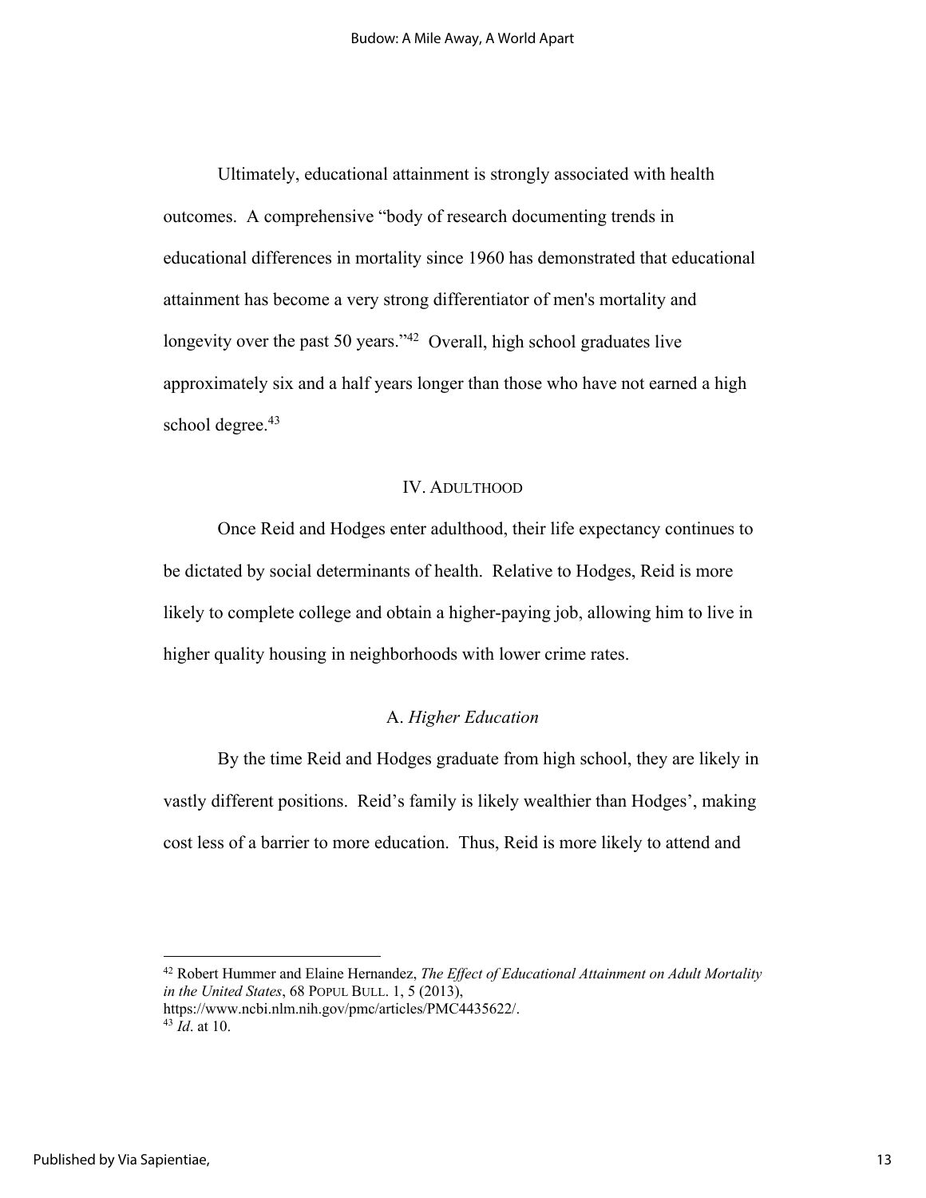Ultimately, educational attainment is strongly associated with health outcomes. A comprehensive "body of research documenting trends in educational differences in mortality since 1960 has demonstrated that educational attainment has become a very strong differentiator of men's mortality and longevity over the past 50 years."[42] Overall, high school graduates live approximately six and a half years longer than those who have not earned a high school degree.[43]

## IV. ADULTHOOD

Once Reid and Hodges enter adulthood, their life expectancy continues to be dictated by social determinants of health. Relative to Hodges, Reid is more likely to complete college and obtain a higher-paying job, allowing him to live in higher quality housing in neighborhoods with lower crime rates.

### A. *Higher Education*

By the time Reid and Hodges graduate from high school, they are likely in vastly different positions. Reid's family is likely wealthier than Hodges', making cost less of a barrier to more education. Thus, Reid is more likely to attend and

---

[42] Robert Hummer and Elaine Hernandez, *The Effect of Educational Attainment on Adult Mortality in the United States*, 68 POPUL BULL. 1, 5 (2013), https://www.ncbi.nlm.nih.gov/pmc/articles/PMC4435622/.

[43] *Id*. at 10.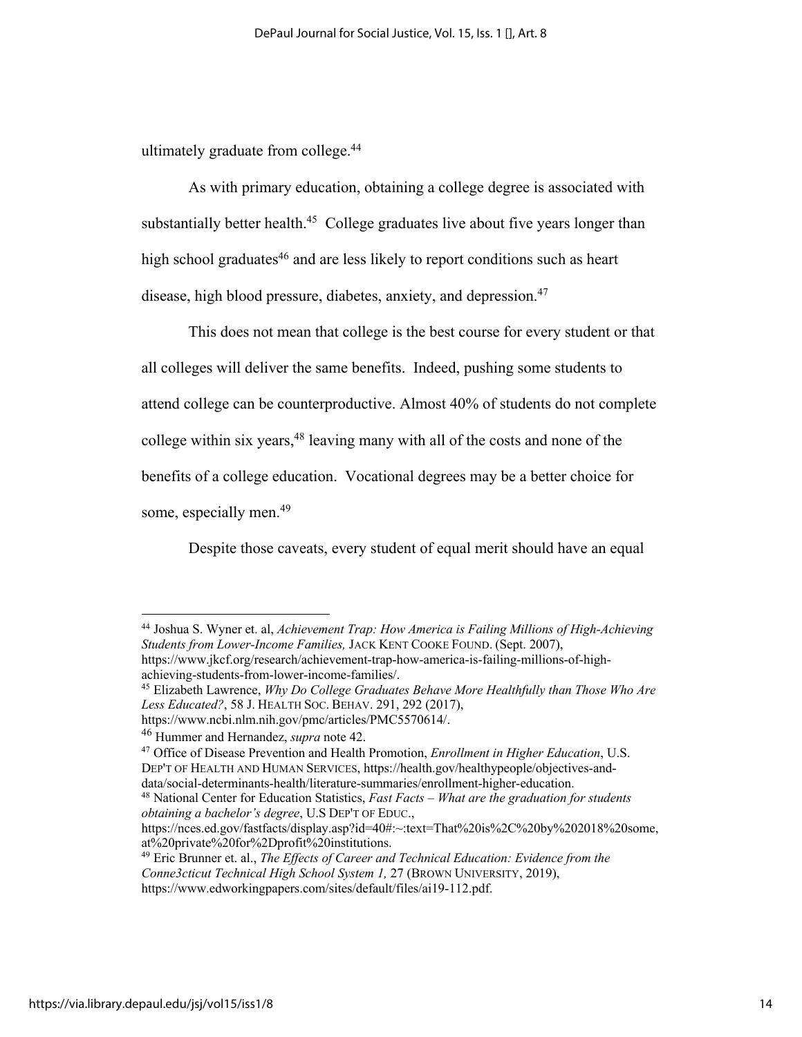ultimately graduate from college.[44]

As with primary education, obtaining a college degree is associated with substantially better health.[45] College graduates live about five years longer than high school graduates[46] and are less likely to report conditions such as heart disease, high blood pressure, diabetes, anxiety, and depression.[47]

This does not mean that college is the best course for every student or that all colleges will deliver the same benefits. Indeed, pushing some students to attend college can be counterproductive. Almost 40% of students do not complete college within six years,[48] leaving many with all of the costs and none of the benefits of a college education. Vocational degrees may be a better choice for some, especially men.[49]

Despite those caveats, every student of equal merit should have an equal

---

[44] Joshua S. Wyner et. al, *Achievement Trap: How America is Failing Millions of High-Achieving Students from Lower-Income Families,* JACK KENT COOKE FOUND. (Sept. 2007), https://www.jkcf.org/research/achievement-trap-how-america-is-failing-millions-of-high-achieving-students-from-lower-income-families/.

[45] Elizabeth Lawrence, *Why Do College Graduates Behave More Healthfully than Those Who Are Less Educated?*, 58 J. HEALTH SOC. BEHAV. 291, 292 (2017), https://www.ncbi.nlm.nih.gov/pmc/articles/PMC5570614/.

[46] Hummer and Hernandez, *supra* note 42.

[47] Office of Disease Prevention and Health Promotion, *Enrollment in Higher Education*, U.S. DEP'T OF HEALTH AND HUMAN SERVICES, https://health.gov/healthypeople/objectives-and-data/social-determinants-health/literature-summaries/enrollment-higher-education.

[48] National Center for Education Statistics, *Fast Facts – What are the graduation for students obtaining a bachelor's degree*, U.S DEP'T OF EDUC., https://nces.ed.gov/fastfacts/display.asp?id=40#:~:text=That%20is%2C%20by%202018%20some,at%20private%20for%2Dprofit%20institutions.

[49] Eric Brunner et. al., *The Effects of Career and Technical Education: Evidence from the Conne3cticut Technical High School System 1,* 27 (BROWN UNIVERSITY, 2019), https://www.edworkingpapers.com/sites/default/files/ai19-112.pdf.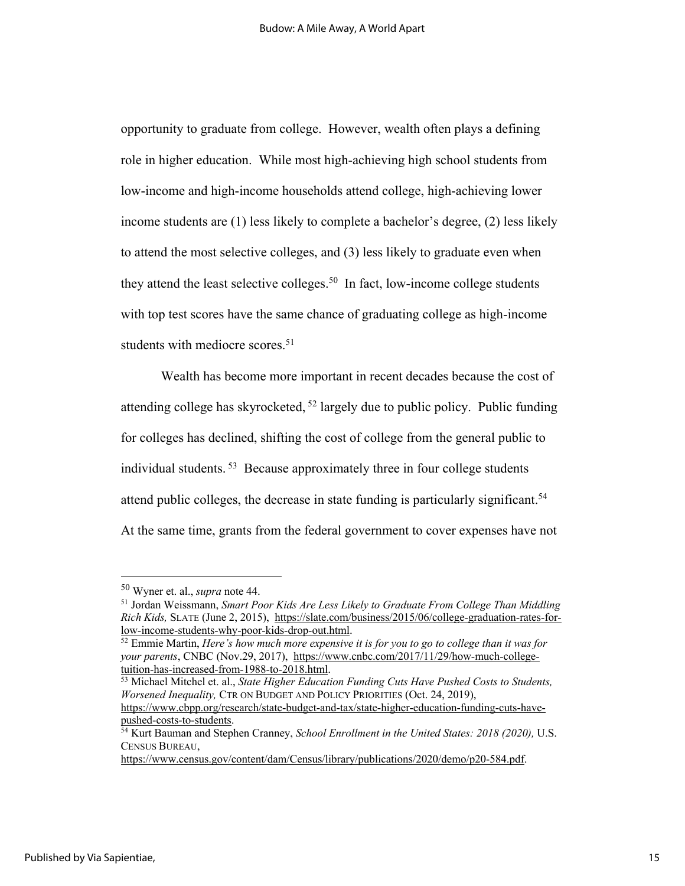opportunity to graduate from college. However, wealth often plays a defining role in higher education. While most high-achieving high school students from low-income and high-income households attend college, high-achieving lower income students are (1) less likely to complete a bachelor's degree, (2) less likely to attend the most selective colleges, and (3) less likely to graduate even when they attend the least selective colleges.[50] In fact, low-income college students with top test scores have the same chance of graduating college as high-income students with mediocre scores.[51]

Wealth has become more important in recent decades because the cost of attending college has skyrocketed, [52] largely due to public policy. Public funding for colleges has declined, shifting the cost of college from the general public to individual students. [53] Because approximately three in four college students attend public colleges, the decrease in state funding is particularly significant.[54] At the same time, grants from the federal government to cover expenses have not

---

[50] Wyner et. al., *supra* note 44.

[51] Jordan Weissmann, *Smart Poor Kids Are Less Likely to Graduate From College Than Middling Rich Kids,* SLATE (June 2, 2015), https://slate.com/business/2015/06/college-graduation-rates-for-low-income-students-why-poor-kids-drop-out.html.

[52] Emmie Martin, *Here's how much more expensive it is for you to go to college than it was for your parents*, CNBC (Nov.29, 2017), https://www.cnbc.com/2017/11/29/how-much-college-tuition-has-increased-from-1988-to-2018.html.

[53] Michael Mitchel et. al., *State Higher Education Funding Cuts Have Pushed Costs to Students, Worsened Inequality,* CTR ON BUDGET AND POLICY PRIORITIES (Oct. 24, 2019), https://www.cbpp.org/research/state-budget-and-tax/state-higher-education-funding-cuts-have-pushed-costs-to-students.

[54] Kurt Bauman and Stephen Cranney, *School Enrollment in the United States: 2018 (2020),* U.S. CENSUS BUREAU, https://www.census.gov/content/dam/Census/library/publications/2020/demo/p20-584.pdf.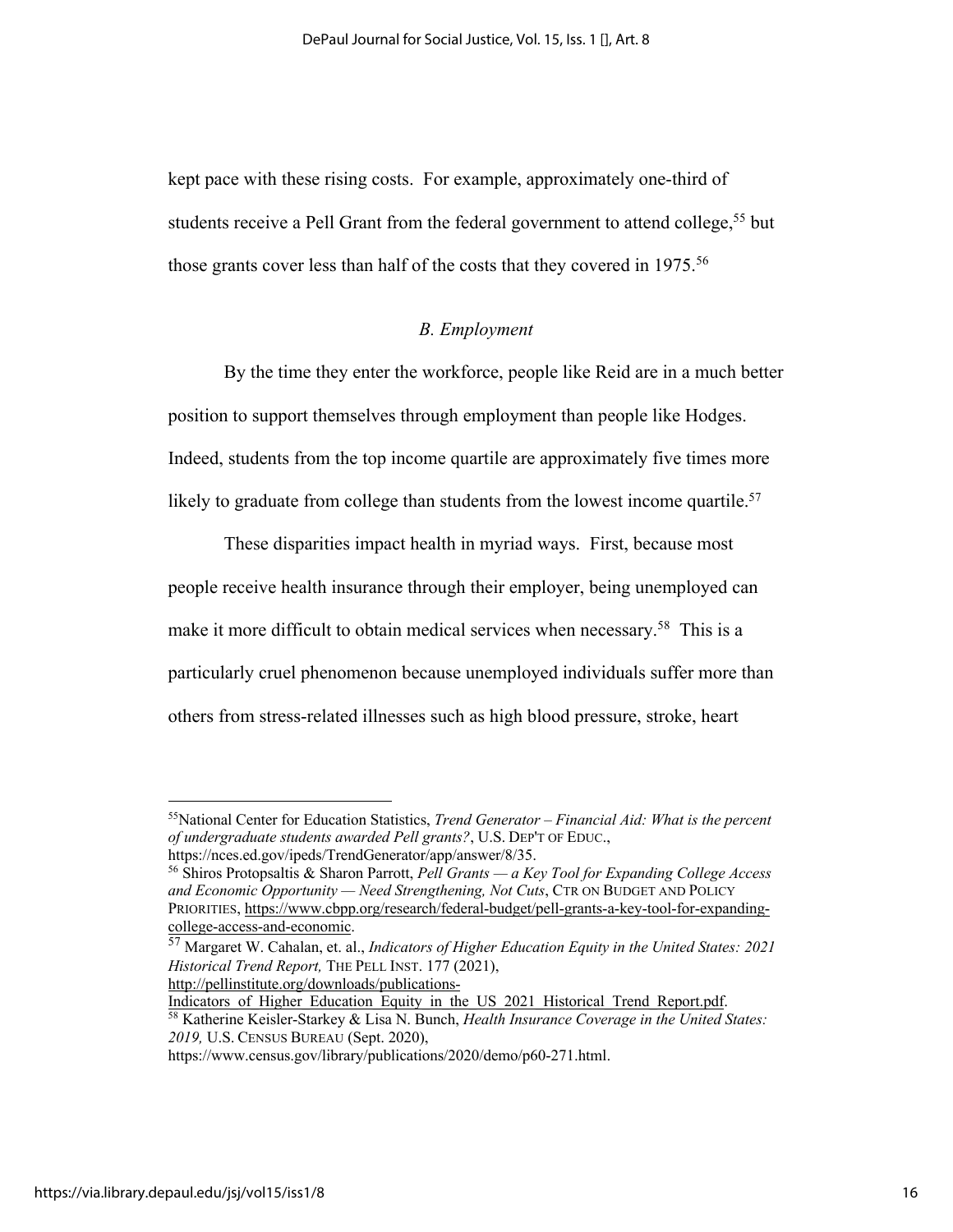kept pace with these rising costs. For example, approximately one-third of students receive a Pell Grant from the federal government to attend college,[55] but those grants cover less than half of the costs that they covered in 1975.[56]

### *B. Employment*

By the time they enter the workforce, people like Reid are in a much better position to support themselves through employment than people like Hodges. Indeed, students from the top income quartile are approximately five times more likely to graduate from college than students from the lowest income quartile.[57]

These disparities impact health in myriad ways. First, because most people receive health insurance through their employer, being unemployed can make it more difficult to obtain medical services when necessary.[58] This is a particularly cruel phenomenon because unemployed individuals suffer more than others from stress-related illnesses such as high blood pressure, stroke, heart

---

[55] National Center for Education Statistics, *Trend Generator – Financial Aid: What is the percent of undergraduate students awarded Pell grants?*, U.S. DEP'T OF EDUC., https://nces.ed.gov/ipeds/TrendGenerator/app/answer/8/35.

[56] Shiros Protopsaltis & Sharon Parrott, *Pell Grants — a Key Tool for Expanding College Access and Economic Opportunity — Need Strengthening, Not Cuts*, CTR ON BUDGET AND POLICY PRIORITIES, https://www.cbpp.org/research/federal-budget/pell-grants-a-key-tool-for-expanding-college-access-and-economic.

[57] Margaret W. Cahalan, et. al., *Indicators of Higher Education Equity in the United States: 2021 Historical Trend Report,* THE PELL INST. 177 (2021), http://pellinstitute.org/downloads/publications-Indicators_of_Higher_Education_Equity_in_the_US_2021_Historical_Trend_Report.pdf.

[58] Katherine Keisler-Starkey & Lisa N. Bunch, *Health Insurance Coverage in the United States: 2019,* U.S. CENSUS BUREAU (Sept. 2020), https://www.census.gov/library/publications/2020/demo/p60-271.html.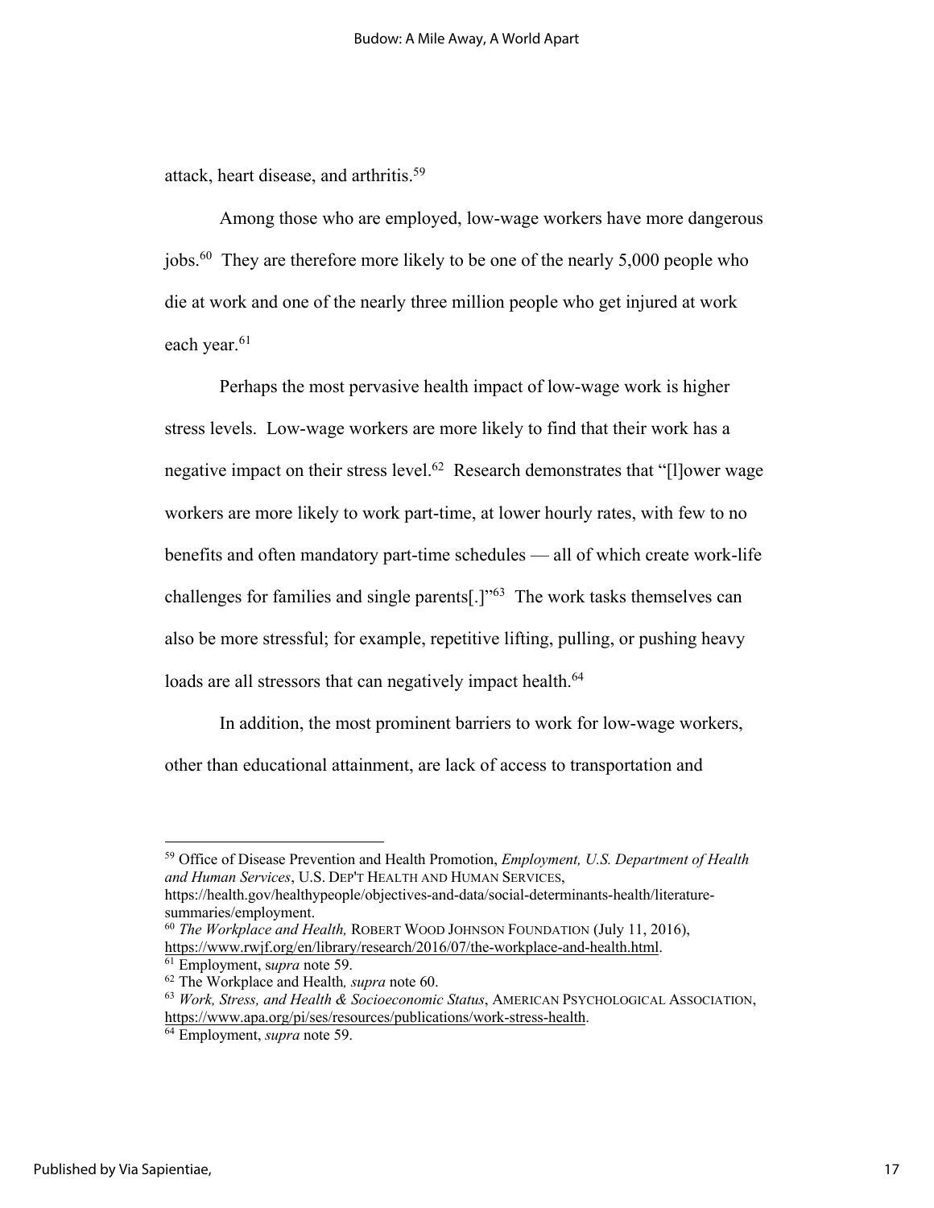attack, heart disease, and arthritis.[59]

Among those who are employed, low-wage workers have more dangerous jobs.[60] They are therefore more likely to be one of the nearly 5,000 people who die at work and one of the nearly three million people who get injured at work each year.[61]

Perhaps the most pervasive health impact of low-wage work is higher stress levels. Low-wage workers are more likely to find that their work has a negative impact on their stress level.[62] Research demonstrates that "[l]ower wage workers are more likely to work part-time, at lower hourly rates, with few to no benefits and often mandatory part-time schedules — all of which create work-life challenges for families and single parents[.]"[63] The work tasks themselves can also be more stressful; for example, repetitive lifting, pulling, or pushing heavy loads are all stressors that can negatively impact health.[64]

In addition, the most prominent barriers to work for low-wage workers, other than educational attainment, are lack of access to transportation and

---

[59] Office of Disease Prevention and Health Promotion, *Employment, U.S. Department of Health and Human Services*, U.S. DEP'T HEALTH AND HUMAN SERVICES, https://health.gov/healthypeople/objectives-and-data/social-determinants-health/literature-summaries/employment.

[60] *The Workplace and Health,* ROBERT WOOD JOHNSON FOUNDATION (July 11, 2016), https://www.rwjf.org/en/library/research/2016/07/the-workplace-and-health.html.

[61] Employment, s*upra* note 59.

[62] The Workplace and Health*, supra* note 60.

[63] *Work, Stress, and Health & Socioeconomic Status*, AMERICAN PSYCHOLOGICAL ASSOCIATION, https://www.apa.org/pi/ses/resources/publications/work-stress-health.

[64] Employment, *supra* note 59.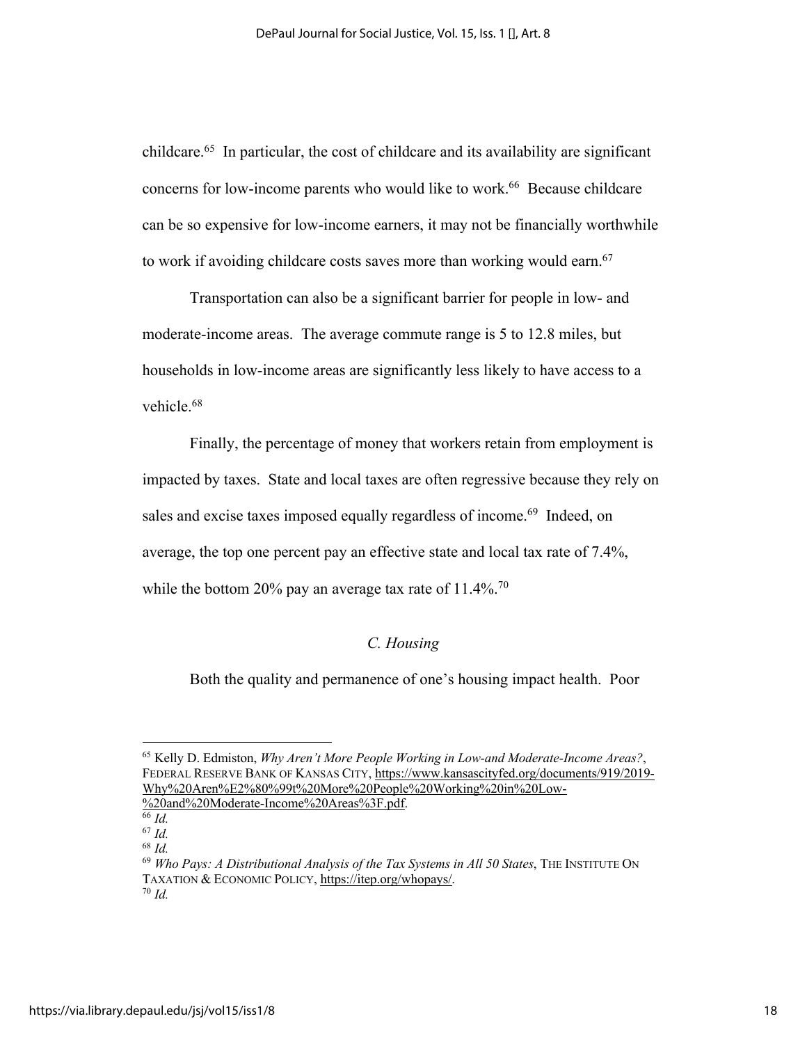childcare.[65] In particular, the cost of childcare and its availability are significant concerns for low-income parents who would like to work.[66] Because childcare can be so expensive for low-income earners, it may not be financially worthwhile to work if avoiding childcare costs saves more than working would earn.[67]

Transportation can also be a significant barrier for people in low- and moderate-income areas. The average commute range is 5 to 12.8 miles, but households in low-income areas are significantly less likely to have access to a vehicle.[68]

Finally, the percentage of money that workers retain from employment is impacted by taxes. State and local taxes are often regressive because they rely on sales and excise taxes imposed equally regardless of income.[69] Indeed, on average, the top one percent pay an effective state and local tax rate of 7.4%, while the bottom 20% pay an average tax rate of 11.4%.[70]

### *C. Housing*

Both the quality and permanence of one's housing impact health. Poor

---

[65] Kelly D. Edmiston, *Why Aren't More People Working in Low-and Moderate-Income Areas?*, FEDERAL RESERVE BANK OF KANSAS CITY, https://www.kansascityfed.org/documents/919/2019-Why%20Aren%E2%80%99t%20More%20People%20Working%20in%20Low-%20and%20Moderate-Income%20Areas%3F.pdf.

[66] *Id.*

[67] *Id.*

[68] *Id.*

[69] *Who Pays: A Distributional Analysis of the Tax Systems in All 50 States*, THE INSTITUTE ON TAXATION & ECONOMIC POLICY, https://itep.org/whopays/.

[70] *Id.*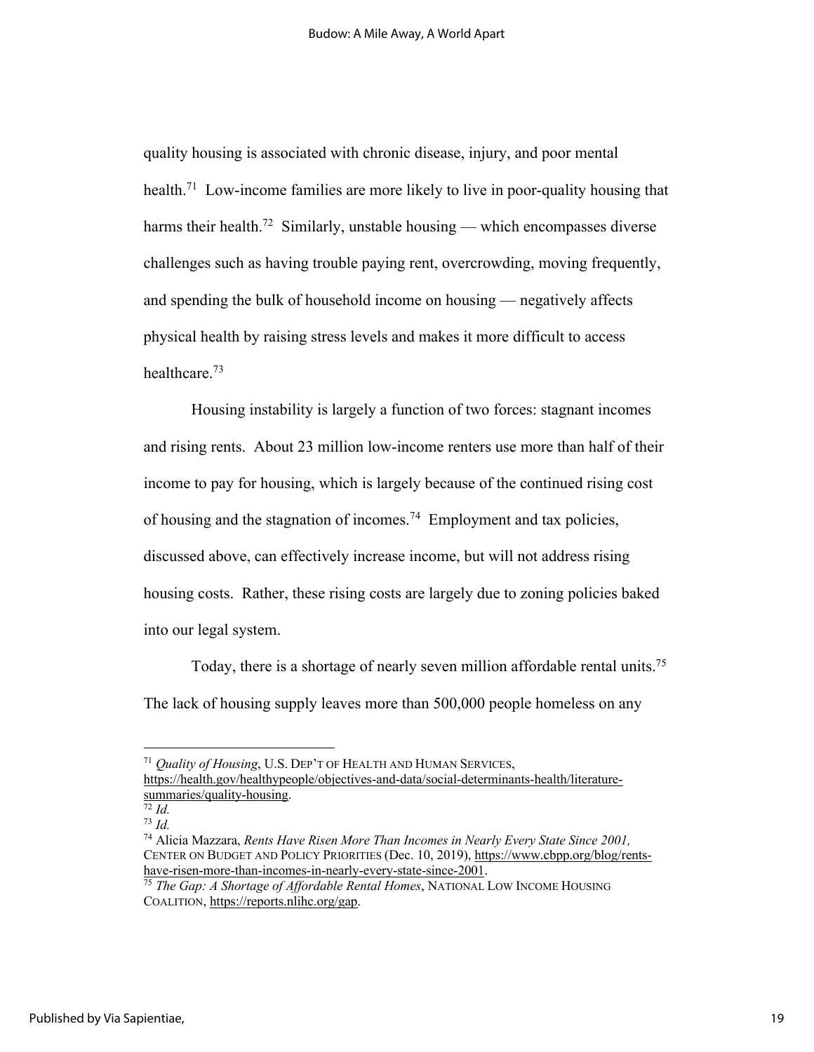quality housing is associated with chronic disease, injury, and poor mental health.[71] Low-income families are more likely to live in poor-quality housing that harms their health.[72] Similarly, unstable housing — which encompasses diverse challenges such as having trouble paying rent, overcrowding, moving frequently, and spending the bulk of household income on housing — negatively affects physical health by raising stress levels and makes it more difficult to access healthcare.[73]

Housing instability is largely a function of two forces: stagnant incomes and rising rents. About 23 million low-income renters use more than half of their income to pay for housing, which is largely because of the continued rising cost of housing and the stagnation of incomes.[74] Employment and tax policies, discussed above, can effectively increase income, but will not address rising housing costs. Rather, these rising costs are largely due to zoning policies baked into our legal system.

Today, there is a shortage of nearly seven million affordable rental units.[75] The lack of housing supply leaves more than 500,000 people homeless on any

---

[71] *Quality of Housing*, U.S. DEP'T OF HEALTH AND HUMAN SERVICES, https://health.gov/healthypeople/objectives-and-data/social-determinants-health/literature-summaries/quality-housing.

[72] *Id.*

[73] *Id.*

[74] Alicia Mazzara, *Rents Have Risen More Than Incomes in Nearly Every State Since 2001,* CENTER ON BUDGET AND POLICY PRIORITIES (Dec. 10, 2019), https://www.cbpp.org/blog/rents-have-risen-more-than-incomes-in-nearly-every-state-since-2001.

[75] *The Gap: A Shortage of Affordable Rental Homes*, NATIONAL LOW INCOME HOUSING COALITION, https://reports.nlihc.org/gap.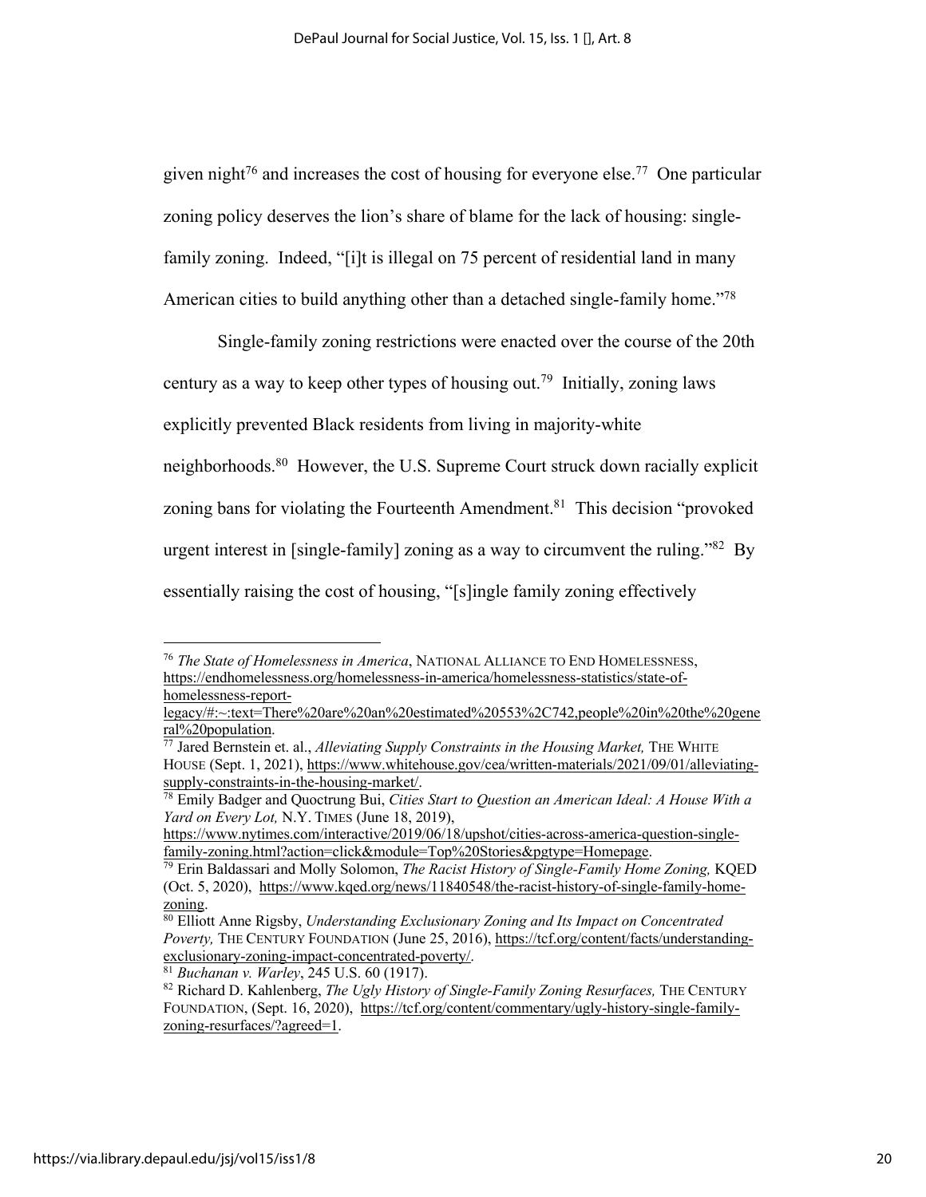given night[76] and increases the cost of housing for everyone else.[77] One particular zoning policy deserves the lion's share of blame for the lack of housing: single-family zoning. Indeed, "[i]t is illegal on 75 percent of residential land in many American cities to build anything other than a detached single-family home."[78]

Single-family zoning restrictions were enacted over the course of the 20th century as a way to keep other types of housing out.[79] Initially, zoning laws explicitly prevented Black residents from living in majority-white neighborhoods.[80] However, the U.S. Supreme Court struck down racially explicit zoning bans for violating the Fourteenth Amendment.[81] This decision "provoked urgent interest in [single-family] zoning as a way to circumvent the ruling."[82] By essentially raising the cost of housing, "[s]ingle family zoning effectively

---

[76] *The State of Homelessness in America*, NATIONAL ALLIANCE TO END HOMELESSNESS, https://endhomelessness.org/homelessness-in-america/homelessness-statistics/state-of-homelessness-report-legacy/#:~:text=There%20are%20an%20estimated%20553%2C742,people%20in%20the%20general%20population.

[77] Jared Bernstein et. al., *Alleviating Supply Constraints in the Housing Market,* THE WHITE HOUSE (Sept. 1, 2021), https://www.whitehouse.gov/cea/written-materials/2021/09/01/alleviating-supply-constraints-in-the-housing-market/.

[78] Emily Badger and Quoctrung Bui, *Cities Start to Question an American Ideal: A House With a Yard on Every Lot,* N.Y. TIMES (June 18, 2019), https://www.nytimes.com/interactive/2019/06/18/upshot/cities-across-america-question-single-family-zoning.html?action=click&module=Top%20Stories&pgtype=Homepage.

[79] Erin Baldassari and Molly Solomon, *The Racist History of Single-Family Home Zoning,* KQED (Oct. 5, 2020), https://www.kqed.org/news/11840548/the-racist-history-of-single-family-home-zoning.

[80] Elliott Anne Rigsby, *Understanding Exclusionary Zoning and Its Impact on Concentrated Poverty,* THE CENTURY FOUNDATION (June 25, 2016), https://tcf.org/content/facts/understanding-exclusionary-zoning-impact-concentrated-poverty/.

[81] *Buchanan v. Warley*, 245 U.S. 60 (1917).

[82] Richard D. Kahlenberg, *The Ugly History of Single-Family Zoning Resurfaces,* THE CENTURY FOUNDATION, (Sept. 16, 2020), https://tcf.org/content/commentary/ugly-history-single-family-zoning-resurfaces/?agreed=1.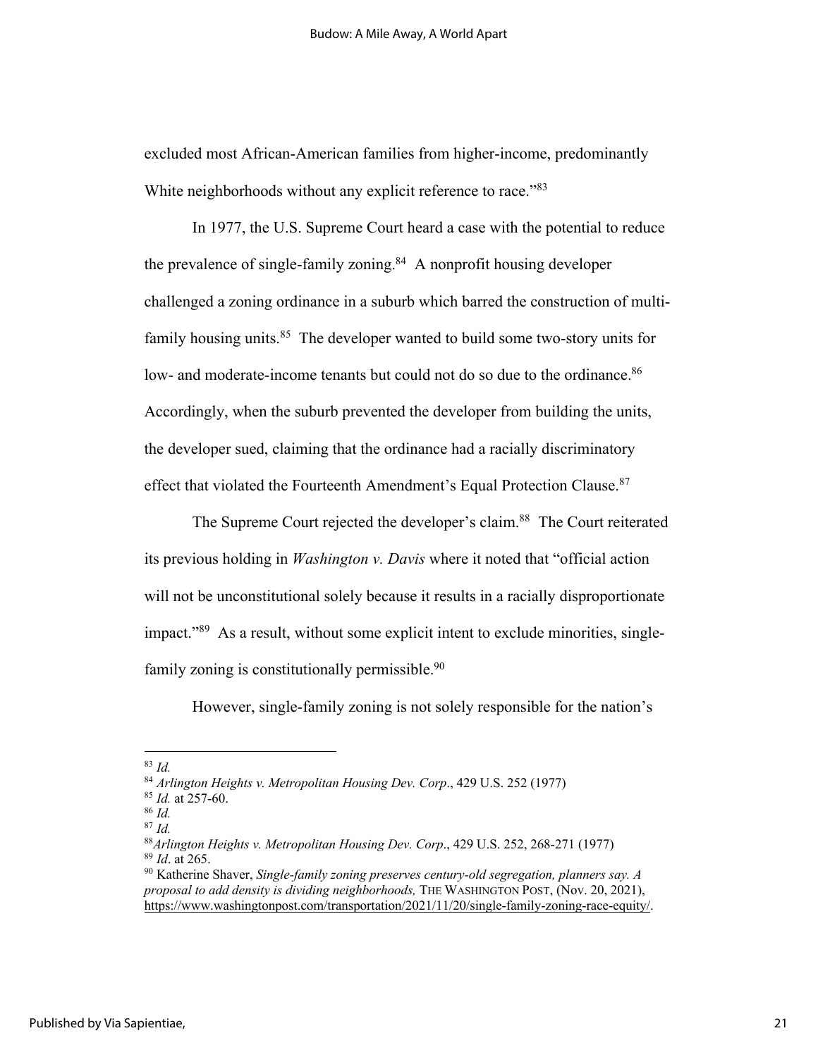excluded most African-American families from higher-income, predominantly White neighborhoods without any explicit reference to race."[83]

In 1977, the U.S. Supreme Court heard a case with the potential to reduce the prevalence of single-family zoning.[84] A nonprofit housing developer challenged a zoning ordinance in a suburb which barred the construction of multi-family housing units.[85] The developer wanted to build some two-story units for low- and moderate-income tenants but could not do so due to the ordinance.[86] Accordingly, when the suburb prevented the developer from building the units, the developer sued, claiming that the ordinance had a racially discriminatory effect that violated the Fourteenth Amendment's Equal Protection Clause.[87]

The Supreme Court rejected the developer's claim.[88] The Court reiterated its previous holding in *Washington v. Davis* where it noted that "official action will not be unconstitutional solely because it results in a racially disproportionate impact."[89] As a result, without some explicit intent to exclude minorities, single-family zoning is constitutionally permissible.[90]

However, single-family zoning is not solely responsible for the nation's

---

[83] *Id.*

[84] *Arlington Heights v. Metropolitan Housing Dev. Corp*., 429 U.S. 252 (1977)

[85] *Id.* at 257-60.

[86] *Id.*

[87] *Id.*

[88] *Arlington Heights v. Metropolitan Housing Dev. Corp*., 429 U.S. 252, 268-271 (1977)

[89] *Id*. at 265.

[90] Katherine Shaver, *Single-family zoning preserves century-old segregation, planners say. A proposal to add density is dividing neighborhoods,* THE WASHINGTON POST, (Nov. 20, 2021), https://www.washingtonpost.com/transportation/2021/11/20/single-family-zoning-race-equity/.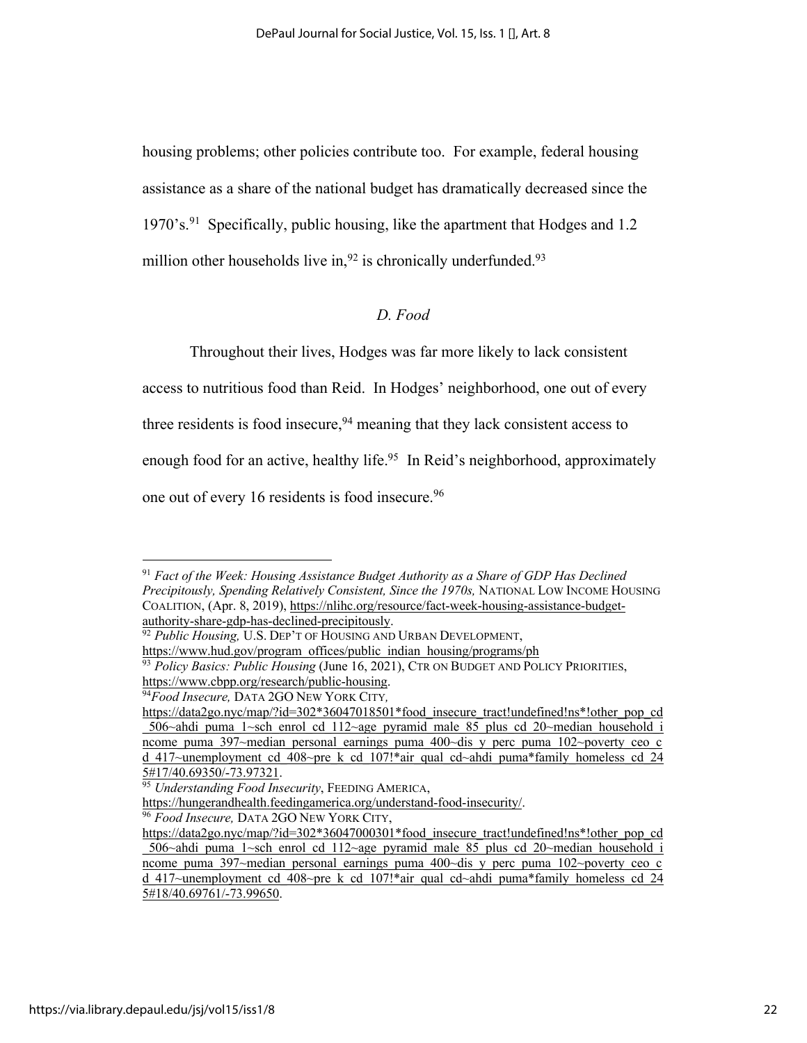housing problems; other policies contribute too. For example, federal housing assistance as a share of the national budget has dramatically decreased since the 1970's.[91] Specifically, public housing, like the apartment that Hodges and 1.2 million other households live in,[92] is chronically underfunded.[93]

### *D. Food*

Throughout their lives, Hodges was far more likely to lack consistent access to nutritious food than Reid. In Hodges' neighborhood, one out of every three residents is food insecure,[94] meaning that they lack consistent access to enough food for an active, healthy life.[95] In Reid's neighborhood, approximately one out of every 16 residents is food insecure.[96]

---

[91] *Fact of the Week: Housing Assistance Budget Authority as a Share of GDP Has Declined Precipitously, Spending Relatively Consistent, Since the 1970s,* NATIONAL LOW INCOME HOUSING COALITION, (Apr. 8, 2019), https://nlihc.org/resource/fact-week-housing-assistance-budget-authority-share-gdp-has-declined-precipitously.

[92] *Public Housing,* U.S. DEP'T OF HOUSING AND URBAN DEVELOPMENT, https://www.hud.gov/program_offices/public_indian_housing/programs/ph

[93] *Policy Basics: Public Housing* (June 16, 2021), CTR ON BUDGET AND POLICY PRIORITIES, https://www.cbpp.org/research/public-housing.

[94] *Food Insecure,* DATA 2GO NEW YORK CITY, https://data2go.nyc/map/?id=302*36047018501*food_insecure_tract!undefined!ns*!other_pop_cd_506~ahdi_puma_1~sch_enrol_cd_112~age_pyramid_male_85_plus_cd_20~median_household_income_puma_397~median_personal_earnings_puma_400~dis_y_perc_puma_102~poverty_ceo_cd_417~unemployment_cd_408~pre_k_cd_107!*air_qual_cd~ahdi_puma*family_homeless_cd_245#17/40.69350/-73.97321.

[95] *Understanding Food Insecurity*, FEEDING AMERICA, https://hungerandhealth.feedingamerica.org/understand-food-insecurity/.

[96] *Food Insecure,* DATA 2GO NEW YORK CITY, https://data2go.nyc/map/?id=302*36047000301*food_insecure_tract!undefined!ns*!other_pop_cd_506~ahdi_puma_1~sch_enrol_cd_112~age_pyramid_male_85_plus_cd_20~median_household_income_puma_397~median_personal_earnings_puma_400~dis_y_perc_puma_102~poverty_ceo_cd_417~unemployment_cd_408~pre_k_cd_107!*air_qual_cd~ahdi_puma*family_homeless_cd_245#18/40.69761/-73.99650.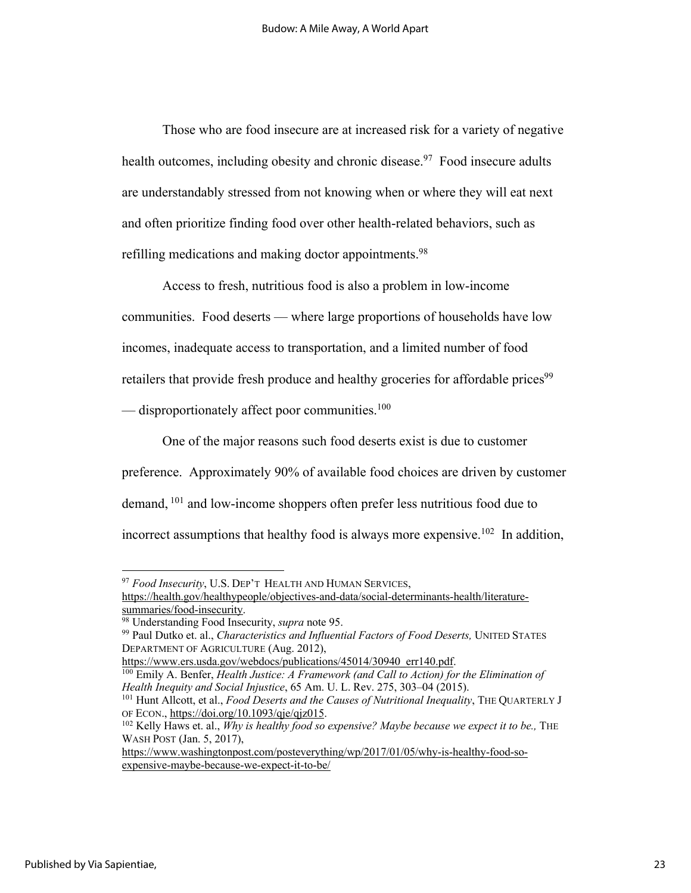Those who are food insecure are at increased risk for a variety of negative health outcomes, including obesity and chronic disease.[97] Food insecure adults are understandably stressed from not knowing when or where they will eat next and often prioritize finding food over other health-related behaviors, such as refilling medications and making doctor appointments.[98]

Access to fresh, nutritious food is also a problem in low-income communities. Food deserts — where large proportions of households have low incomes, inadequate access to transportation, and a limited number of food retailers that provide fresh produce and healthy groceries for affordable prices[99] — disproportionately affect poor communities.[100]

One of the major reasons such food deserts exist is due to customer preference. Approximately 90% of available food choices are driven by customer demand, [101] and low-income shoppers often prefer less nutritious food due to incorrect assumptions that healthy food is always more expensive.[102] In addition,

---

[97] *Food Insecurity*, U.S. DEP'T HEALTH AND HUMAN SERVICES, https://health.gov/healthypeople/objectives-and-data/social-determinants-health/literature-summaries/food-insecurity.

[98] Understanding Food Insecurity, *supra* note 95.

[99] Paul Dutko et. al., *Characteristics and Influential Factors of Food Deserts,* UNITED STATES DEPARTMENT OF AGRICULTURE (Aug. 2012), https://www.ers.usda.gov/webdocs/publications/45014/30940_err140.pdf.

[100] Emily A. Benfer, *Health Justice: A Framework (and Call to Action) for the Elimination of Health Inequity and Social Injustice*, 65 Am. U. L. Rev. 275, 303–04 (2015).

[101] Hunt Allcott, et al., *Food Deserts and the Causes of Nutritional Inequality*, THE QUARTERLY J OF ECON., https://doi.org/10.1093/qje/qjz015.

[102] Kelly Haws et. al., *Why is healthy food so expensive? Maybe because we expect it to be.,* THE WASH POST (Jan. 5, 2017), https://www.washingtonpost.com/posteverything/wp/2017/01/05/why-is-healthy-food-so-expensive-maybe-because-we-expect-it-to-be/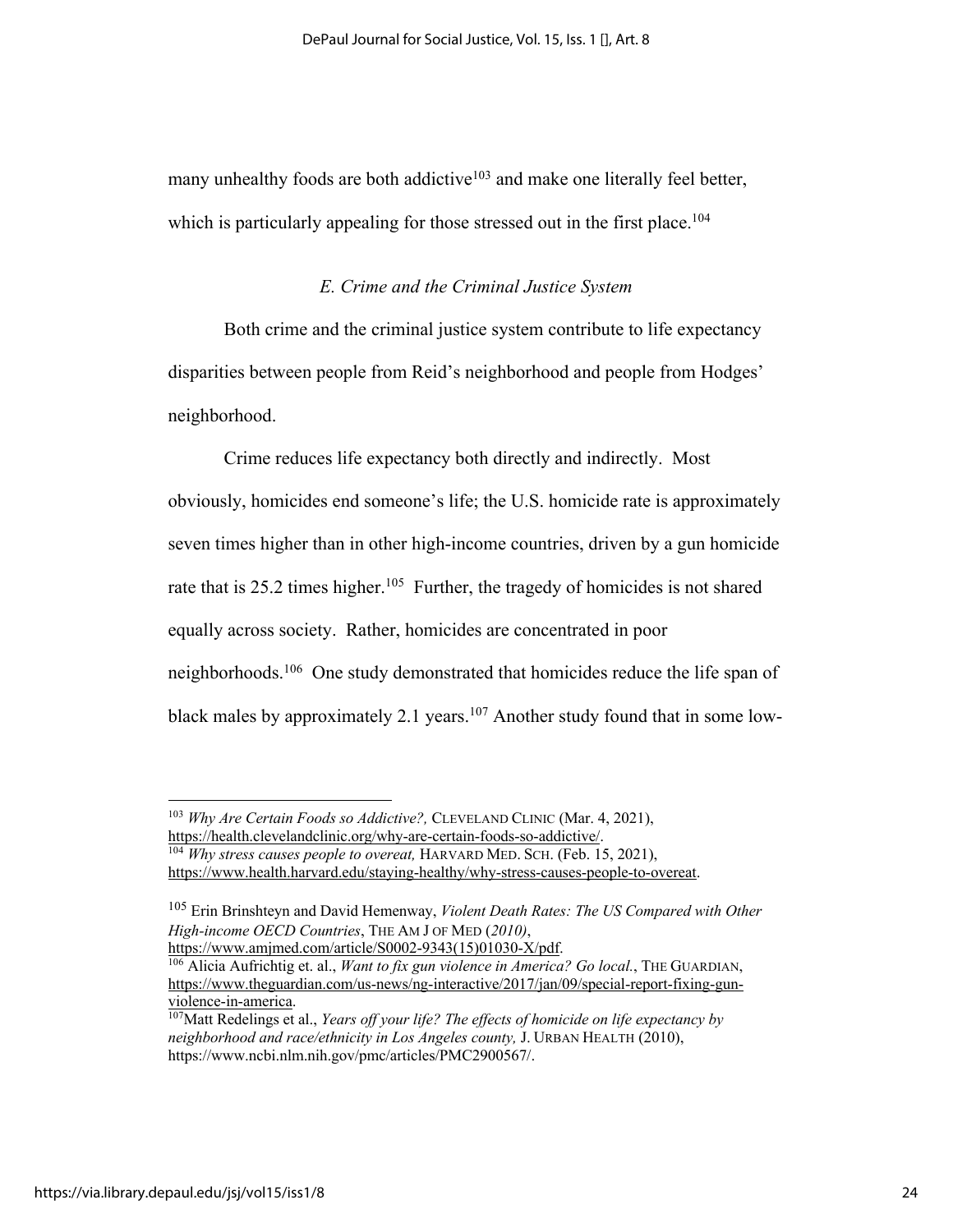many unhealthy foods are both addictive[103] and make one literally feel better, which is particularly appealing for those stressed out in the first place.[104]

### *E. Crime and the Criminal Justice System*

Both crime and the criminal justice system contribute to life expectancy disparities between people from Reid's neighborhood and people from Hodges' neighborhood.

Crime reduces life expectancy both directly and indirectly. Most obviously, homicides end someone's life; the U.S. homicide rate is approximately seven times higher than in other high-income countries, driven by a gun homicide rate that is 25.2 times higher.[105] Further, the tragedy of homicides is not shared equally across society. Rather, homicides are concentrated in poor neighborhoods.[106] One study demonstrated that homicides reduce the life span of black males by approximately 2.1 years.[107] Another study found that in some low-

---

[103] *Why Are Certain Foods so Addictive?,* CLEVELAND CLINIC (Mar. 4, 2021), https://health.clevelandclinic.org/why-are-certain-foods-so-addictive/.

[104] *Why stress causes people to overeat,* HARVARD MED. SCH. (Feb. 15, 2021), https://www.health.harvard.edu/staying-healthy/why-stress-causes-people-to-overeat.

[105] Erin Brinshteyn and David Hemenway, *Violent Death Rates: The US Compared with Other High-income OECD Countries*, THE AM J OF MED (*2010)*, https://www.amjmed.com/article/S0002-9343(15)01030-X/pdf.

[106] Alicia Aufrichtig et. al., *Want to fix gun violence in America? Go local.*, THE GUARDIAN, https://www.theguardian.com/us-news/ng-interactive/2017/jan/09/special-report-fixing-gun-violence-in-america.

[107] Matt Redelings et al., *Years off your life? The effects of homicide on life expectancy by neighborhood and race/ethnicity in Los Angeles county,* J. URBAN HEALTH (2010), https://www.ncbi.nlm.nih.gov/pmc/articles/PMC2900567/.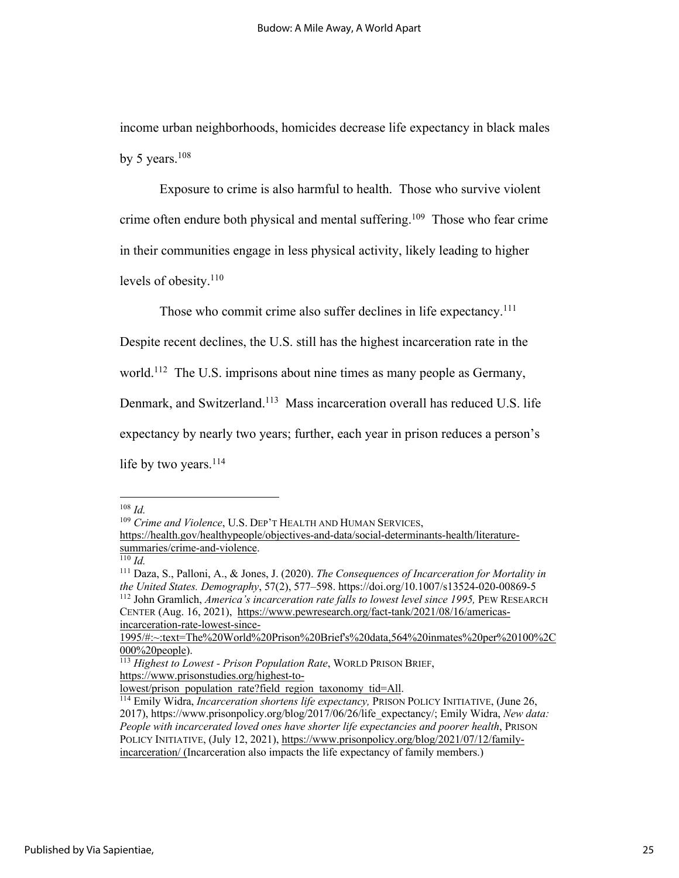income urban neighborhoods, homicides decrease life expectancy in black males by 5 years.[108]

Exposure to crime is also harmful to health. Those who survive violent crime often endure both physical and mental suffering.[109] Those who fear crime in their communities engage in less physical activity, likely leading to higher levels of obesity.[110]

Those who commit crime also suffer declines in life expectancy.[111] Despite recent declines, the U.S. still has the highest incarceration rate in the world.[112] The U.S. imprisons about nine times as many people as Germany, Denmark, and Switzerland.[113] Mass incarceration overall has reduced U.S. life expectancy by nearly two years; further, each year in prison reduces a person's life by two years.[114]

---

[108] *Id.*

[109] *Crime and Violence*, U.S. DEP'T HEALTH AND HUMAN SERVICES, https://health.gov/healthypeople/objectives-and-data/social-determinants-health/literature-summaries/crime-and-violence.

[110] *Id.*

[111] Daza, S., Palloni, A., & Jones, J. (2020). *The Consequences of Incarceration for Mortality in the United States. Demography*, 57(2), 577–598. https://doi.org/10.1007/s13524-020-00869-5

[112] John Gramlich, *America's incarceration rate falls to lowest level since 1995,* PEW RESEARCH CENTER (Aug. 16, 2021), https://www.pewresearch.org/fact-tank/2021/08/16/americas-incarceration-rate-lowest-since-1995/#:~:text=The%20World%20Prison%20Brief's%20data,564%20inmates%20per%20100%2C000%20people).

[113] *Highest to Lowest - Prison Population Rate*, WORLD PRISON BRIEF, https://www.prisonstudies.org/highest-to-lowest/prison_population_rate?field_region_taxonomy_tid=All.

[114] Emily Widra, *Incarceration shortens life expectancy,* PRISON POLICY INITIATIVE, (June 26, 2017), https://www.prisonpolicy.org/blog/2017/06/26/life_expectancy/; Emily Widra, *New data: People with incarcerated loved ones have shorter life expectancies and poorer health*, PRISON POLICY INITIATIVE, (July 12, 2021), https://www.prisonpolicy.org/blog/2021/07/12/family-incarceration/ (Incarceration also impacts the life expectancy of family members.)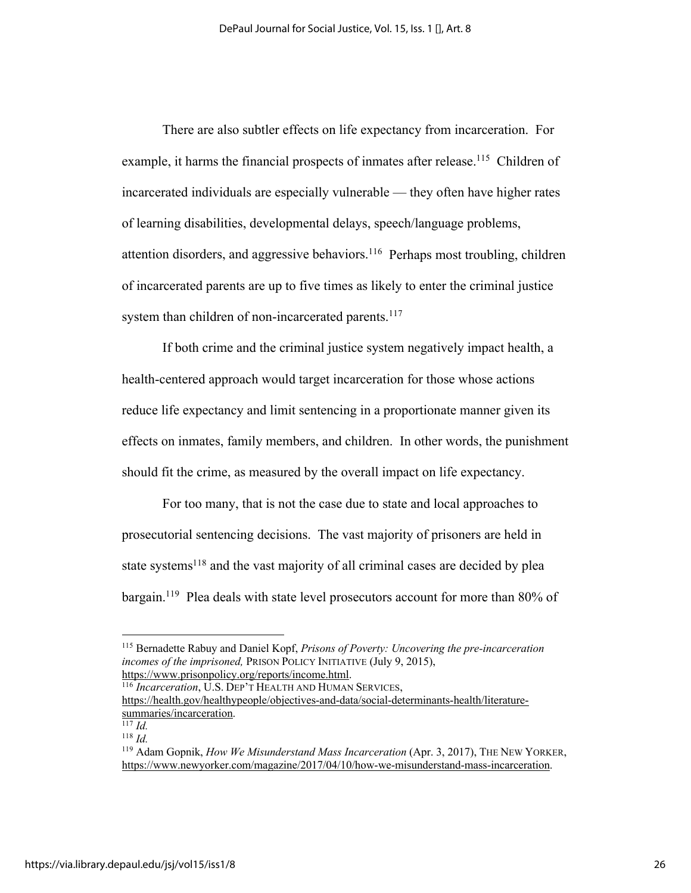There are also subtler effects on life expectancy from incarceration. For example, it harms the financial prospects of inmates after release.[115] Children of incarcerated individuals are especially vulnerable — they often have higher rates of learning disabilities, developmental delays, speech/language problems, attention disorders, and aggressive behaviors.[116] Perhaps most troubling, children of incarcerated parents are up to five times as likely to enter the criminal justice system than children of non-incarcerated parents.[117]

If both crime and the criminal justice system negatively impact health, a health-centered approach would target incarceration for those whose actions reduce life expectancy and limit sentencing in a proportionate manner given its effects on inmates, family members, and children. In other words, the punishment should fit the crime, as measured by the overall impact on life expectancy.

For too many, that is not the case due to state and local approaches to prosecutorial sentencing decisions. The vast majority of prisoners are held in state systems[118] and the vast majority of all criminal cases are decided by plea bargain.[119] Plea deals with state level prosecutors account for more than 80% of

---

[115] Bernadette Rabuy and Daniel Kopf, *Prisons of Poverty: Uncovering the pre-incarceration incomes of the imprisoned,* PRISON POLICY INITIATIVE (July 9, 2015), https://www.prisonpolicy.org/reports/income.html.

[116] *Incarceration*, U.S. DEP'T HEALTH AND HUMAN SERVICES, https://health.gov/healthypeople/objectives-and-data/social-determinants-health/literature-summaries/incarceration.

[117] *Id.*

[118] *Id.*

[119] Adam Gopnik, *How We Misunderstand Mass Incarceration* (Apr. 3, 2017), THE NEW YORKER, https://www.newyorker.com/magazine/2017/04/10/how-we-misunderstand-mass-incarceration.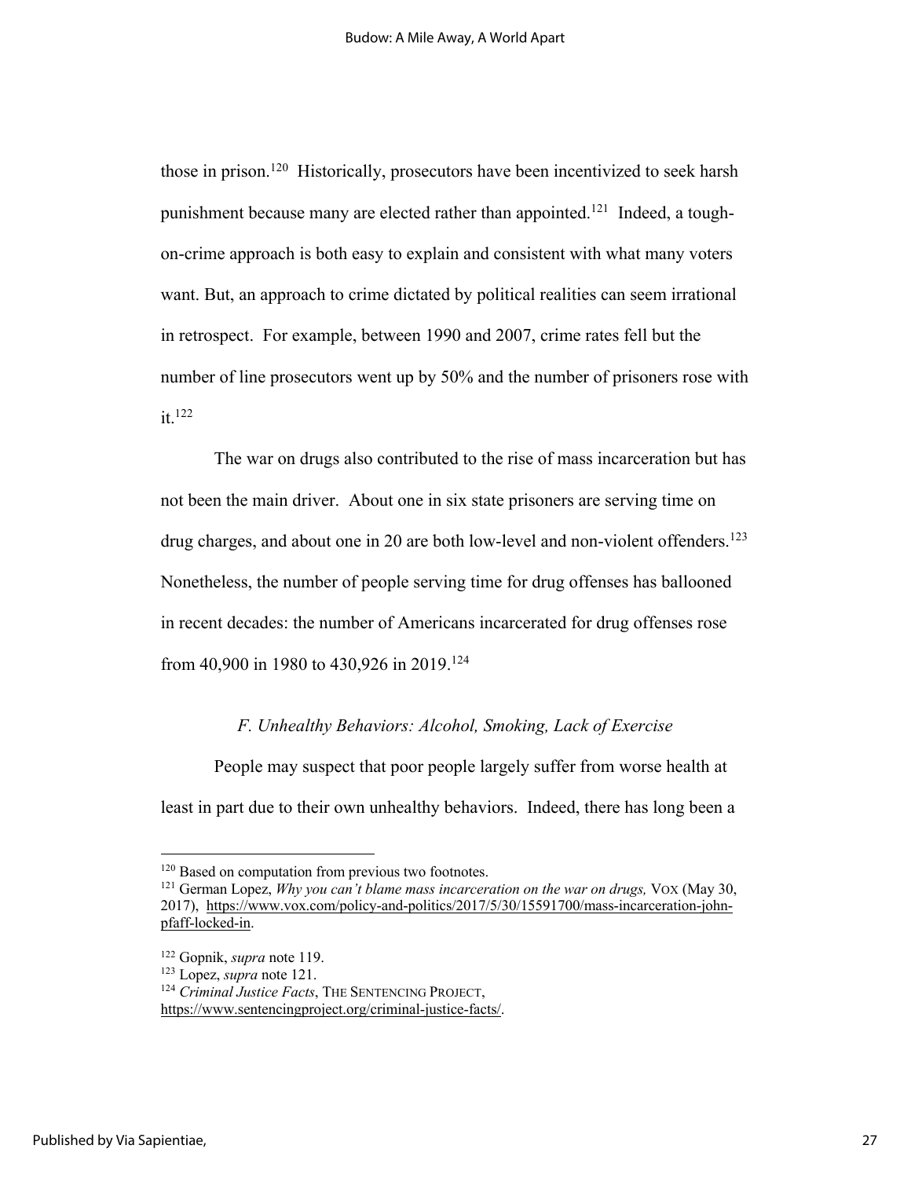those in prison.[120] Historically, prosecutors have been incentivized to seek harsh punishment because many are elected rather than appointed.[121] Indeed, a tough-on-crime approach is both easy to explain and consistent with what many voters want. But, an approach to crime dictated by political realities can seem irrational in retrospect. For example, between 1990 and 2007, crime rates fell but the number of line prosecutors went up by 50% and the number of prisoners rose with it.[122]

The war on drugs also contributed to the rise of mass incarceration but has not been the main driver. About one in six state prisoners are serving time on drug charges, and about one in 20 are both low-level and non-violent offenders.[123] Nonetheless, the number of people serving time for drug offenses has ballooned in recent decades: the number of Americans incarcerated for drug offenses rose from 40,900 in 1980 to 430,926 in 2019.[124]

### *F. Unhealthy Behaviors: Alcohol, Smoking, Lack of Exercise*

People may suspect that poor people largely suffer from worse health at least in part due to their own unhealthy behaviors. Indeed, there has long been a

---

[120] Based on computation from previous two footnotes.

[121] German Lopez, *Why you can't blame mass incarceration on the war on drugs,* VOX (May 30, 2017), https://www.vox.com/policy-and-politics/2017/5/30/15591700/mass-incarceration-john-pfaff-locked-in.

[122] Gopnik, *supra* note 119.

[123] Lopez, *supra* note 121.

[124] *Criminal Justice Facts*, THE SENTENCING PROJECT, https://www.sentencingproject.org/criminal-justice-facts/.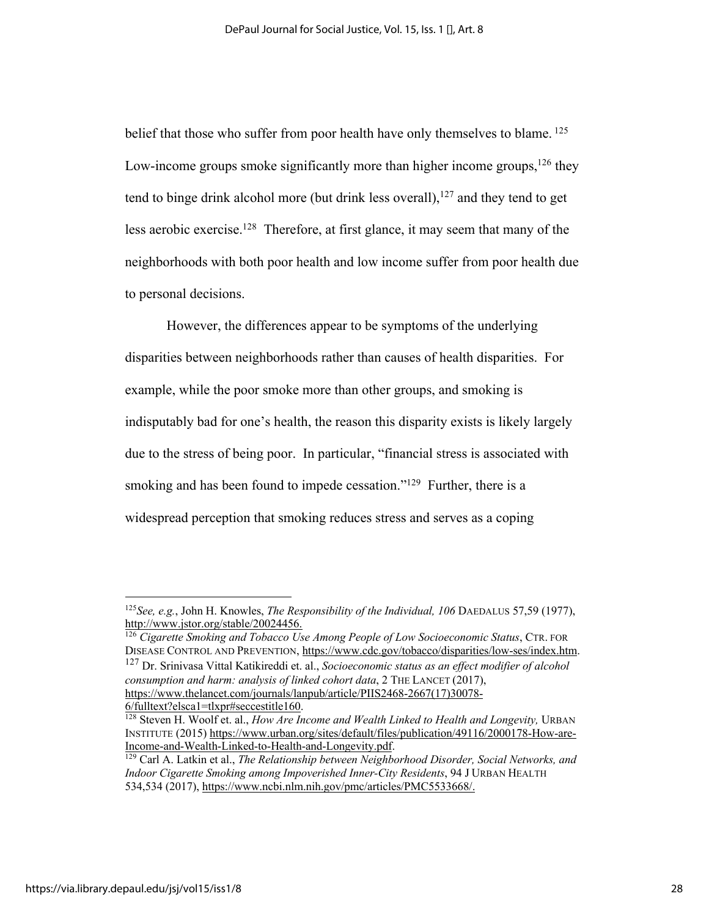belief that those who suffer from poor health have only themselves to blame. [125] Low-income groups smoke significantly more than higher income groups,[126] they tend to binge drink alcohol more (but drink less overall),[127] and they tend to get less aerobic exercise.[128] Therefore, at first glance, it may seem that many of the neighborhoods with both poor health and low income suffer from poor health due to personal decisions.

However, the differences appear to be symptoms of the underlying disparities between neighborhoods rather than causes of health disparities. For example, while the poor smoke more than other groups, and smoking is indisputably bad for one's health, the reason this disparity exists is likely largely due to the stress of being poor. In particular, "financial stress is associated with smoking and has been found to impede cessation."[129] Further, there is a widespread perception that smoking reduces stress and serves as a coping

---

[125] *See, e.g.*, John H. Knowles, *The Responsibility of the Individual, 106* DAEDALUS 57,59 (1977), http://www.jstor.org/stable/20024456.

[126] *Cigarette Smoking and Tobacco Use Among People of Low Socioeconomic Status*, CTR. FOR DISEASE CONTROL AND PREVENTION, https://www.cdc.gov/tobacco/disparities/low-ses/index.htm.

[127] Dr. Srinivasa Vittal Katikireddi et. al., *Socioeconomic status as an effect modifier of alcohol consumption and harm: analysis of linked cohort data*, 2 THE LANCET (2017), https://www.thelancet.com/journals/lanpub/article/PIIS2468-2667(17)30078-6/fulltext?elsca1=tlxpr#seccestitle160.

[128] Steven H. Woolf et. al., *How Are Income and Wealth Linked to Health and Longevity,* URBAN INSTITUTE (2015) https://www.urban.org/sites/default/files/publication/49116/2000178-How-are-Income-and-Wealth-Linked-to-Health-and-Longevity.pdf.

[129] Carl A. Latkin et al., *The Relationship between Neighborhood Disorder, Social Networks, and Indoor Cigarette Smoking among Impoverished Inner-City Residents*, 94 J URBAN HEALTH 534,534 (2017), https://www.ncbi.nlm.nih.gov/pmc/articles/PMC5533668/.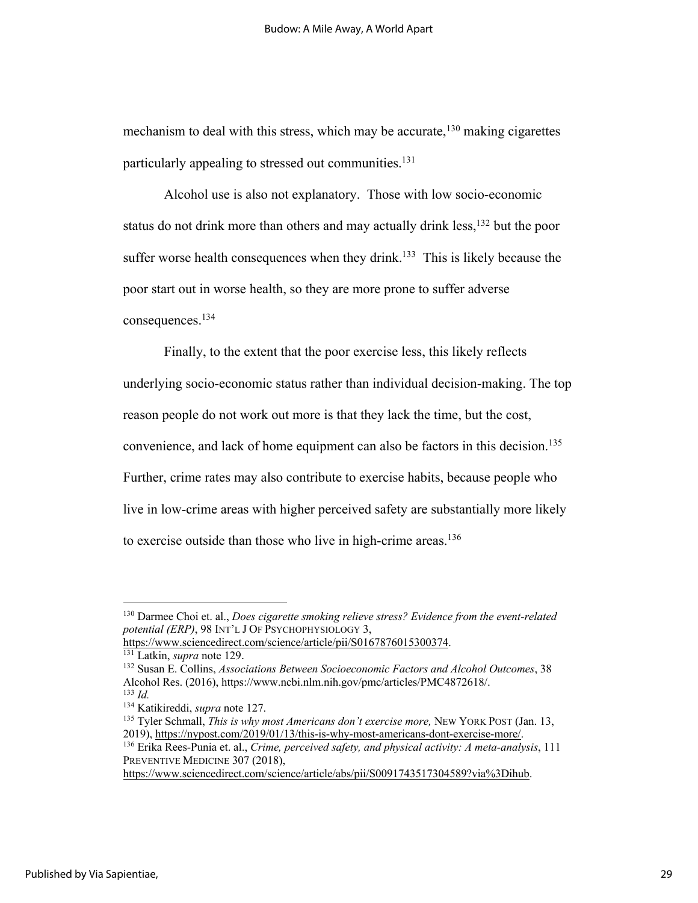mechanism to deal with this stress, which may be accurate,[130] making cigarettes particularly appealing to stressed out communities.[131]

Alcohol use is also not explanatory. Those with low socio-economic status do not drink more than others and may actually drink less,[132] but the poor suffer worse health consequences when they drink.[133] This is likely because the poor start out in worse health, so they are more prone to suffer adverse consequences.[134]

Finally, to the extent that the poor exercise less, this likely reflects underlying socio-economic status rather than individual decision-making. The top reason people do not work out more is that they lack the time, but the cost, convenience, and lack of home equipment can also be factors in this decision.[135] Further, crime rates may also contribute to exercise habits, because people who live in low-crime areas with higher perceived safety are substantially more likely to exercise outside than those who live in high-crime areas.[136]

---

[130] Darmee Choi et. al., *Does cigarette smoking relieve stress? Evidence from the event-related potential (ERP)*, 98 INT'L J OF PSYCHOPHYSIOLOGY 3, https://www.sciencedirect.com/science/article/pii/S0167876015300374.

[131] Latkin, *supra* note 129.

[132] Susan E. Collins, *Associations Between Socioeconomic Factors and Alcohol Outcomes*, 38 Alcohol Res. (2016), https://www.ncbi.nlm.nih.gov/pmc/articles/PMC4872618/.

[133] *Id.*

[134] Katikireddi, *supra* note 127.

[135] Tyler Schmall, *This is why most Americans don't exercise more,* NEW YORK POST (Jan. 13, 2019), https://nypost.com/2019/01/13/this-is-why-most-americans-dont-exercise-more/.

[136] Erika Rees-Punia et. al., *Crime, perceived safety, and physical activity: A meta-analysis*, 111 PREVENTIVE MEDICINE 307 (2018), https://www.sciencedirect.com/science/article/abs/pii/S0091743517304589?via%3Dihub.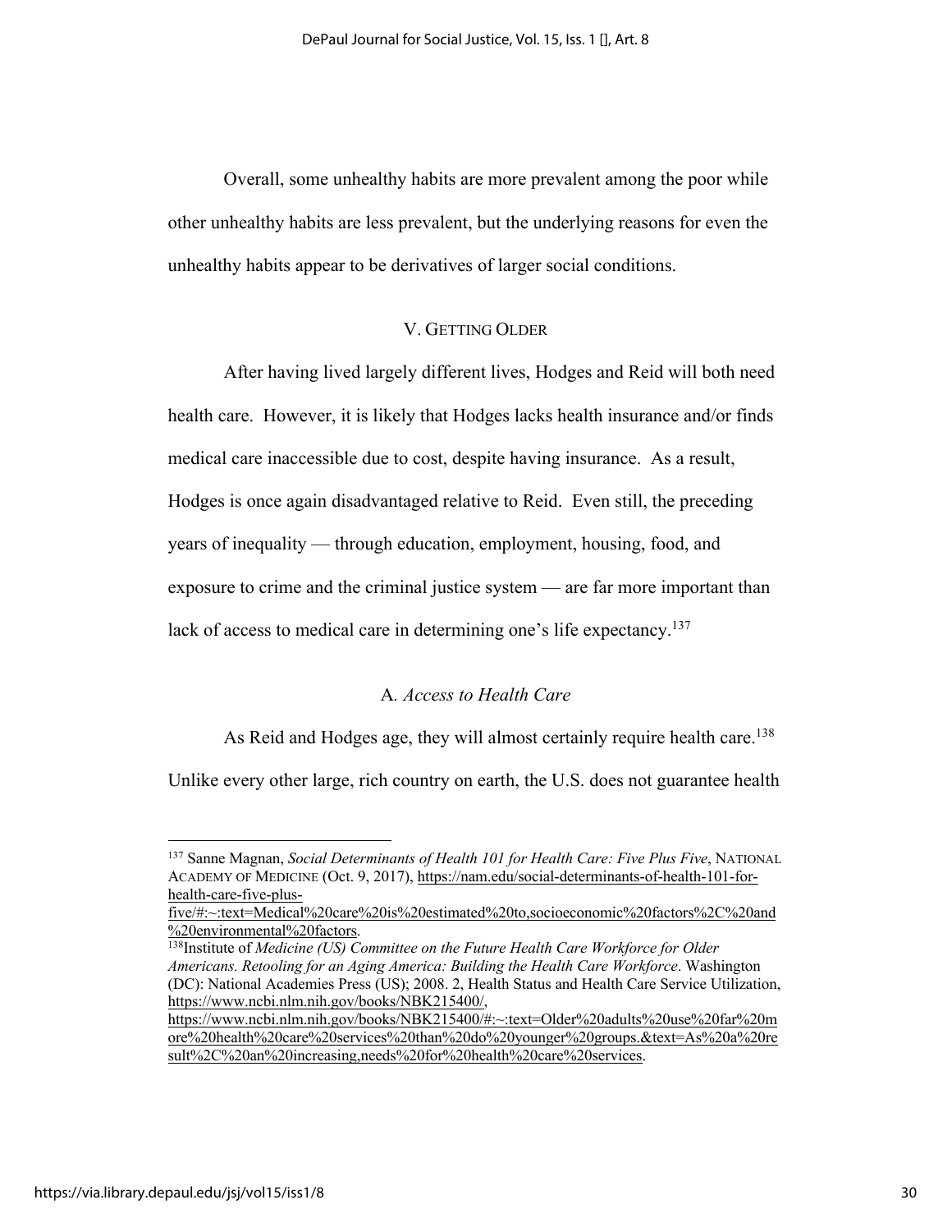Overall, some unhealthy habits are more prevalent among the poor while other unhealthy habits are less prevalent, but the underlying reasons for even the unhealthy habits appear to be derivatives of larger social conditions.

## V. Getting Older

After having lived largely different lives, Hodges and Reid will both need health care. However, it is likely that Hodges lacks health insurance and/or finds medical care inaccessible due to cost, despite having insurance. As a result, Hodges is once again disadvantaged relative to Reid. Even still, the preceding years of inequality — through education, employment, housing, food, and exposure to crime and the criminal justice system — are far more important than lack of access to medical care in determining one's life expectancy.[137]

### A. *Access to Health Care*

As Reid and Hodges age, they will almost certainly require health care.[138] Unlike every other large, rich country on earth, the U.S. does not guarantee health

---

[137] Sanne Magnan, *Social Determinants of Health 101 for Health Care: Five Plus Five*, National Academy of Medicine (Oct. 9, 2017), https://nam.edu/social-determinants-of-health-101-for-health-care-five-plus-five/#:~:text=Medical%20care%20is%20estimated%20to,socioeconomic%20factors%2C%20and%20environmental%20factors.

[138] Institute of *Medicine (US) Committee on the Future Health Care Workforce for Older Americans. Retooling for an Aging America: Building the Health Care Workforce*. Washington (DC): National Academies Press (US); 2008. 2, Health Status and Health Care Service Utilization, https://www.ncbi.nlm.nih.gov/books/NBK215400/, https://www.ncbi.nlm.nih.gov/books/NBK215400/#:~:text=Older%20adults%20use%20far%20more%20health%20care%20services%20than%20do%20younger%20groups.&text=As%20a%20result%2C%20an%20increasing,needs%20for%20health%20care%20services.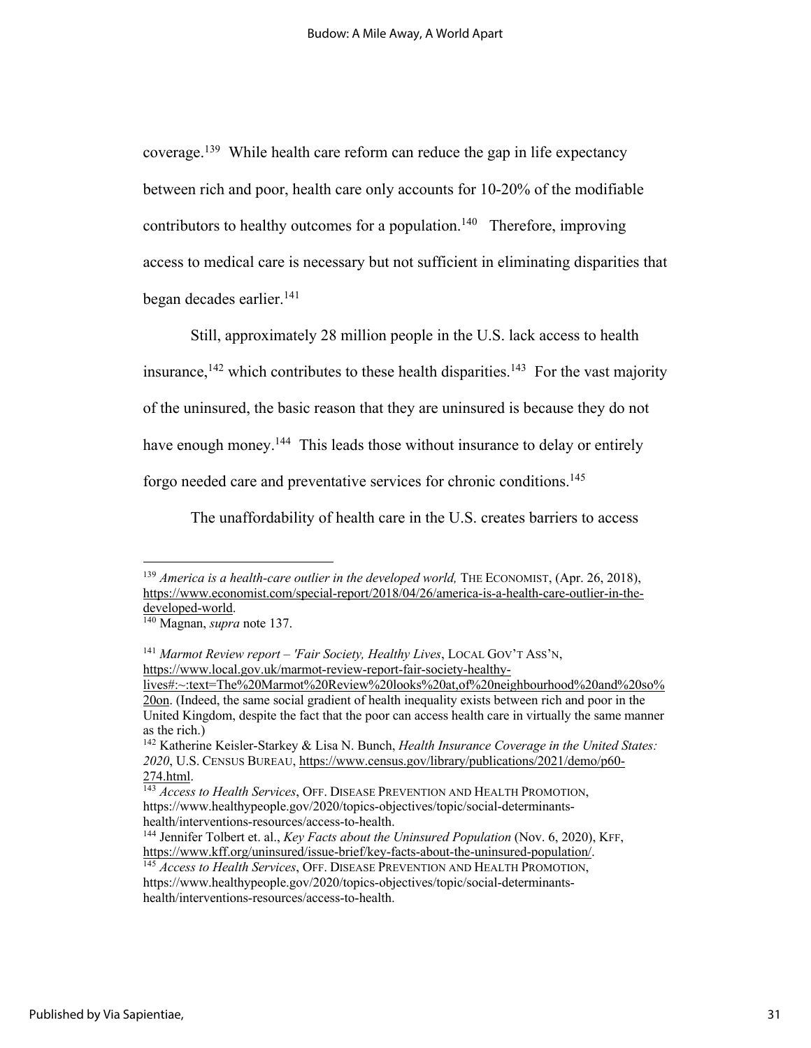coverage.[139] While health care reform can reduce the gap in life expectancy between rich and poor, health care only accounts for 10-20% of the modifiable contributors to healthy outcomes for a population.[140] Therefore, improving access to medical care is necessary but not sufficient in eliminating disparities that began decades earlier.[141]

Still, approximately 28 million people in the U.S. lack access to health insurance,[142] which contributes to these health disparities.[143] For the vast majority of the uninsured, the basic reason that they are uninsured is because they do not have enough money.[144] This leads those without insurance to delay or entirely forgo needed care and preventative services for chronic conditions.[145]

The unaffordability of health care in the U.S. creates barriers to access

---

[139] *America is a health-care outlier in the developed world,* THE ECONOMIST, (Apr. 26, 2018), https://www.economist.com/special-report/2018/04/26/america-is-a-health-care-outlier-in-the-developed-world.

[140] Magnan, *supra* note 137.

[141] *Marmot Review report – 'Fair Society, Healthy Lives*, LOCAL GOV'T ASS'N, https://www.local.gov.uk/marmot-review-report-fair-society-healthy-lives#:~:text=The%20Marmot%20Review%20looks%20at,of%20neighbourhood%20and%20so%20on. (Indeed, the same social gradient of health inequality exists between rich and poor in the United Kingdom, despite the fact that the poor can access health care in virtually the same manner as the rich.)

[142] Katherine Keisler-Starkey & Lisa N. Bunch, *Health Insurance Coverage in the United States: 2020*, U.S. CENSUS BUREAU, https://www.census.gov/library/publications/2021/demo/p60-274.html.

[143] *Access to Health Services*, OFF. DISEASE PREVENTION AND HEALTH PROMOTION, https://www.healthypeople.gov/2020/topics-objectives/topic/social-determinants-health/interventions-resources/access-to-health.

[144] Jennifer Tolbert et. al., *Key Facts about the Uninsured Population* (Nov. 6, 2020), KFF, https://www.kff.org/uninsured/issue-brief/key-facts-about-the-uninsured-population/.

[145] *Access to Health Services*, OFF. DISEASE PREVENTION AND HEALTH PROMOTION, https://www.healthypeople.gov/2020/topics-objectives/topic/social-determinants-health/interventions-resources/access-to-health.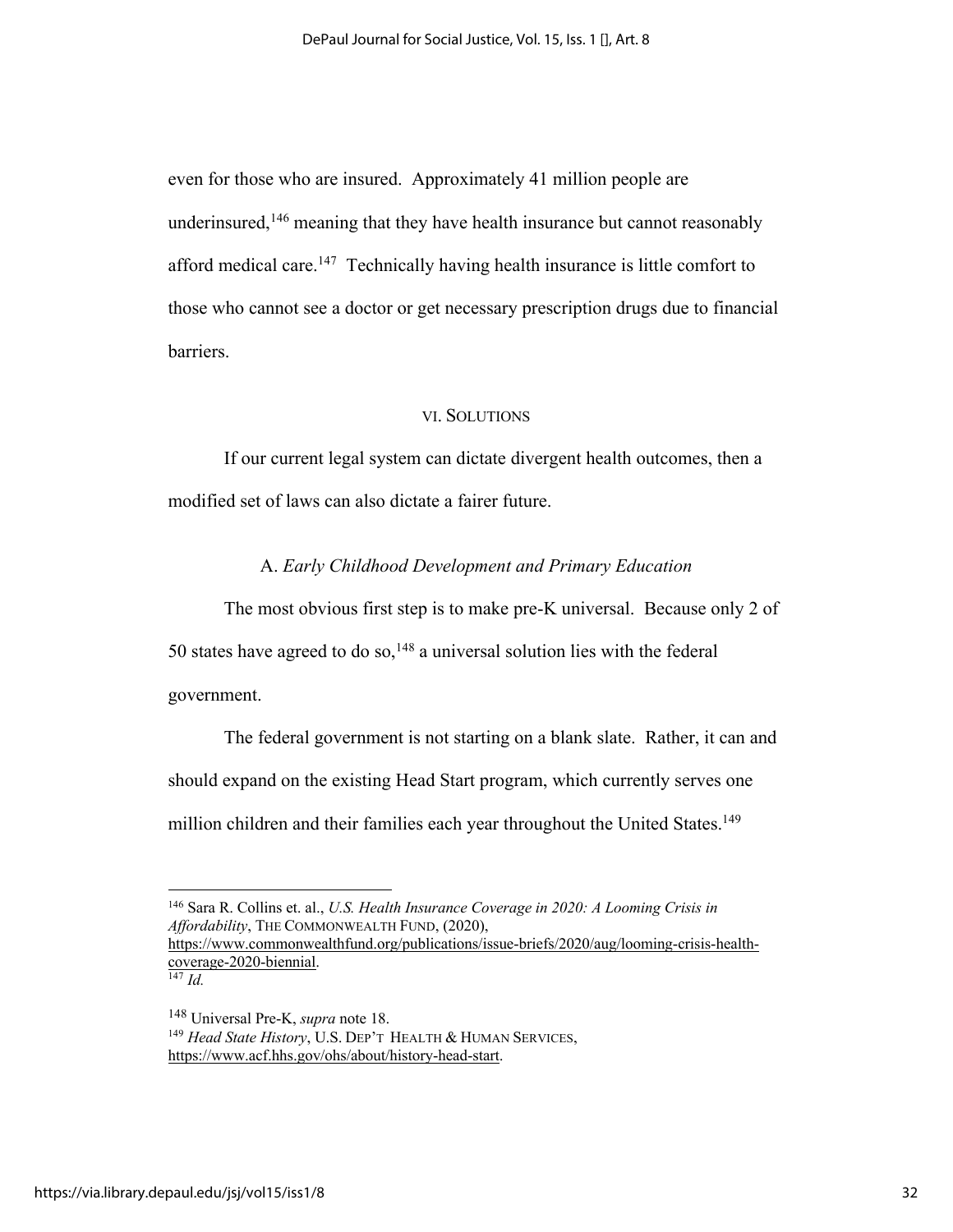even for those who are insured. Approximately 41 million people are underinsured,[146] meaning that they have health insurance but cannot reasonably afford medical care.[147] Technically having health insurance is little comfort to those who cannot see a doctor or get necessary prescription drugs due to financial barriers.

## VI. Solutions

If our current legal system can dictate divergent health outcomes, then a modified set of laws can also dictate a fairer future.

### A. *Early Childhood Development and Primary Education*

The most obvious first step is to make pre-K universal. Because only 2 of 50 states have agreed to do so,[148] a universal solution lies with the federal government.

The federal government is not starting on a blank slate. Rather, it can and should expand on the existing Head Start program, which currently serves one million children and their families each year throughout the United States.[149]

---

[146] Sara R. Collins et. al., *U.S. Health Insurance Coverage in 2020: A Looming Crisis in Affordability*, The Commonwealth Fund, (2020), https://www.commonwealthfund.org/publications/issue-briefs/2020/aug/looming-crisis-health-coverage-2020-biennial.

[147] *Id.*

[148] Universal Pre-K, *supra* note 18.

[149] *Head State History*, U.S. Dep't Health & Human Services, https://www.acf.hhs.gov/ohs/about/history-head-start.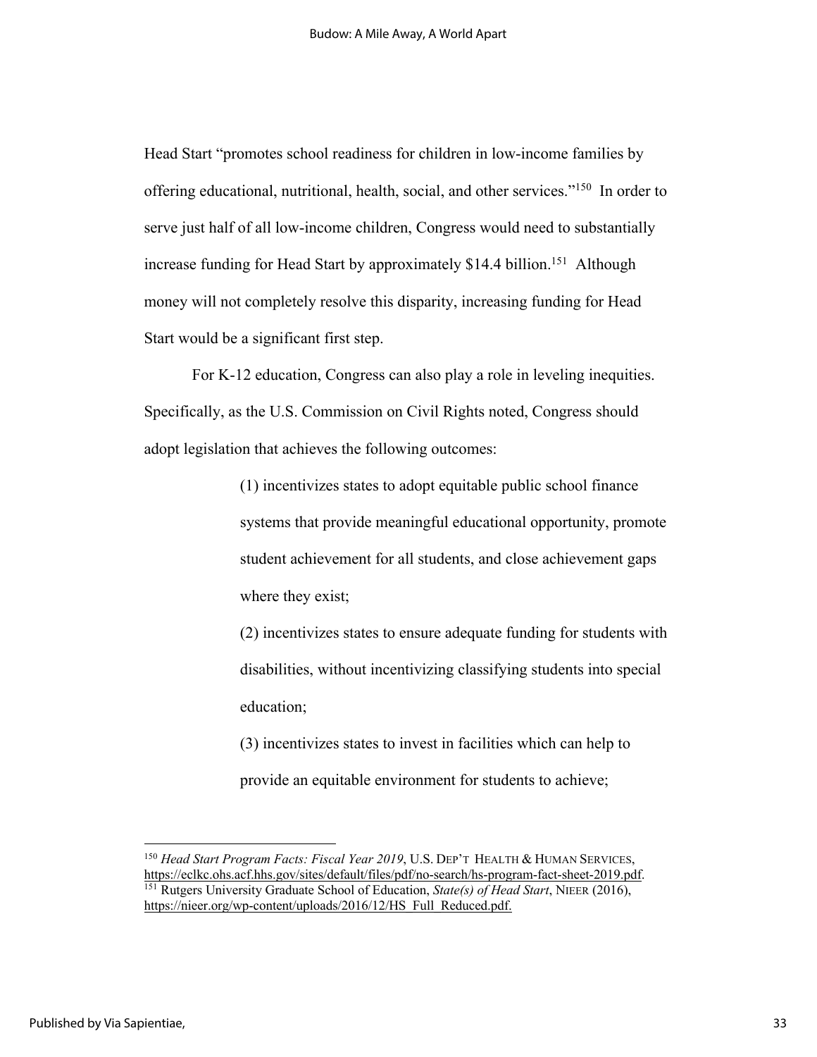Head Start "promotes school readiness for children in low-income families by offering educational, nutritional, health, social, and other services."[150] In order to serve just half of all low-income children, Congress would need to substantially increase funding for Head Start by approximately $14.4 billion.[151] Although money will not completely resolve this disparity, increasing funding for Head Start would be a significant first step.

For K-12 education, Congress can also play a role in leveling inequities. Specifically, as the U.S. Commission on Civil Rights noted, Congress should adopt legislation that achieves the following outcomes:

> (1) incentivizes states to adopt equitable public school finance systems that provide meaningful educational opportunity, promote student achievement for all students, and close achievement gaps where they exist;
>
> (2) incentivizes states to ensure adequate funding for students with disabilities, without incentivizing classifying students into special education;
>
> (3) incentivizes states to invest in facilities which can help to provide an equitable environment for students to achieve;

---

[150] *Head Start Program Facts: Fiscal Year 2019*, U.S. DEP'T HEALTH & HUMAN SERVICES, https://eclkc.ohs.acf.hhs.gov/sites/default/files/pdf/no-search/hs-program-fact-sheet-2019.pdf.

[151] Rutgers University Graduate School of Education, *State(s) of Head Start*, NIEER (2016), https://nieer.org/wp-content/uploads/2016/12/HS_Full_Reduced.pdf.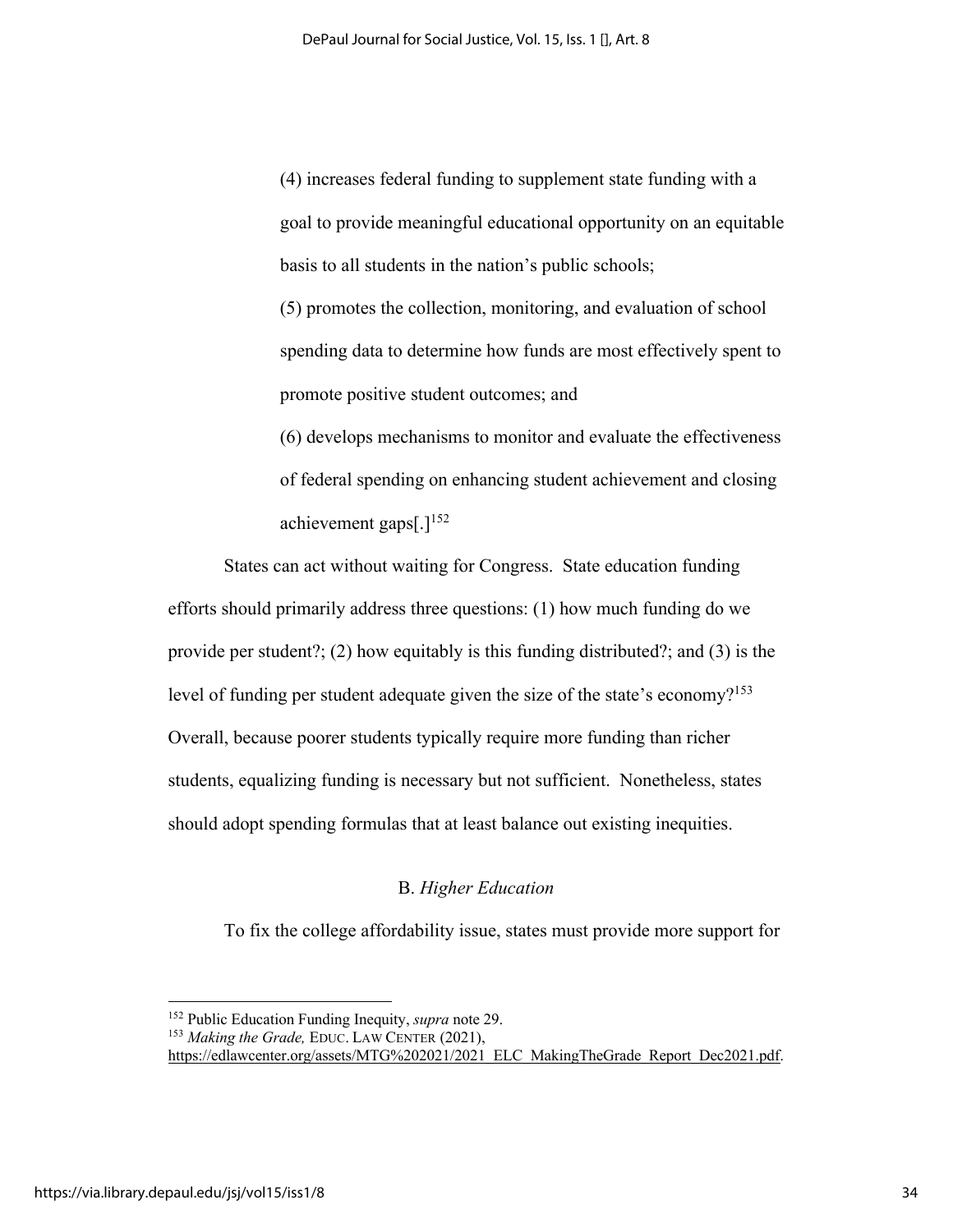> (4) increases federal funding to supplement state funding with a goal to provide meaningful educational opportunity on an equitable basis to all students in the nation's public schools;
>
> (5) promotes the collection, monitoring, and evaluation of school spending data to determine how funds are most effectively spent to promote positive student outcomes; and
>
> (6) develops mechanisms to monitor and evaluate the effectiveness of federal spending on enhancing student achievement and closing achievement gaps[.][152]

States can act without waiting for Congress. State education funding efforts should primarily address three questions: (1) how much funding do we provide per student?; (2) how equitably is this funding distributed?; and (3) is the level of funding per student adequate given the size of the state's economy?[153] Overall, because poorer students typically require more funding than richer students, equalizing funding is necessary but not sufficient. Nonetheless, states should adopt spending formulas that at least balance out existing inequities.

### B. *Higher Education*

To fix the college affordability issue, states must provide more support for

---

[152] Public Education Funding Inequity, *supra* note 29.

[153] *Making the Grade,* EDUC. LAW CENTER (2021), https://edlawcenter.org/assets/MTG%202021/2021_ELC_MakingTheGrade_Report_Dec2021.pdf.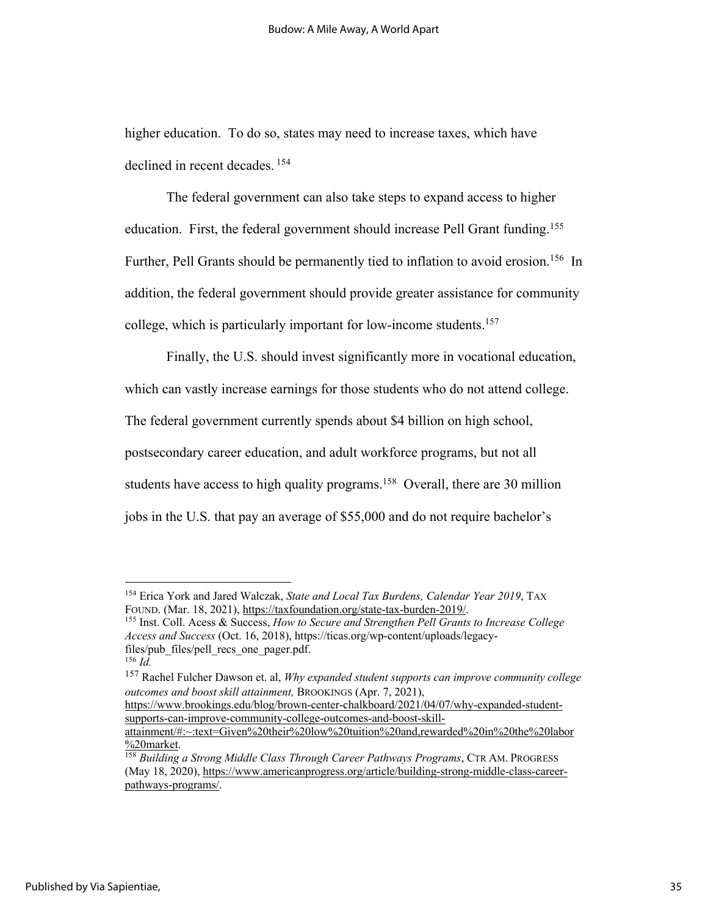higher education. To do so, states may need to increase taxes, which have declined in recent decades.[154]

The federal government can also take steps to expand access to higher education. First, the federal government should increase Pell Grant funding.[155] Further, Pell Grants should be permanently tied to inflation to avoid erosion.[156] In addition, the federal government should provide greater assistance for community college, which is particularly important for low-income students.[157]

Finally, the U.S. should invest significantly more in vocational education, which can vastly increase earnings for those students who do not attend college. The federal government currently spends about $4 billion on high school, postsecondary career education, and adult workforce programs, but not all students have access to high quality programs.[158] Overall, there are 30 million jobs in the U.S. that pay an average of $55,000 and do not require bachelor's

---

[154] Erica York and Jared Walczak, *State and Local Tax Burdens, Calendar Year 2019*, TAX FOUND. (Mar. 18, 2021), https://taxfoundation.org/state-tax-burden-2019/.

[155] Inst. Coll. Acess & Success, *How to Secure and Strengthen Pell Grants to Increase College Access and Success* (Oct. 16, 2018), https://ticas.org/wp-content/uploads/legacy-files/pub_files/pell_recs_one_pager.pdf.

[156] *Id.*

[157] Rachel Fulcher Dawson et. al, *Why expanded student supports can improve community college outcomes and boost skill attainment,* BROOKINGS (Apr. 7, 2021), https://www.brookings.edu/blog/brown-center-chalkboard/2021/04/07/why-expanded-student-supports-can-improve-community-college-outcomes-and-boost-skill-attainment/#:~:text=Given%20their%20low%20tuition%20and,rewarded%20in%20the%20labor%20market.

[158] *Building a Strong Middle Class Through Career Pathways Programs*, CTR AM. PROGRESS (May 18, 2020), https://www.americanprogress.org/article/building-strong-middle-class-career-pathways-programs/.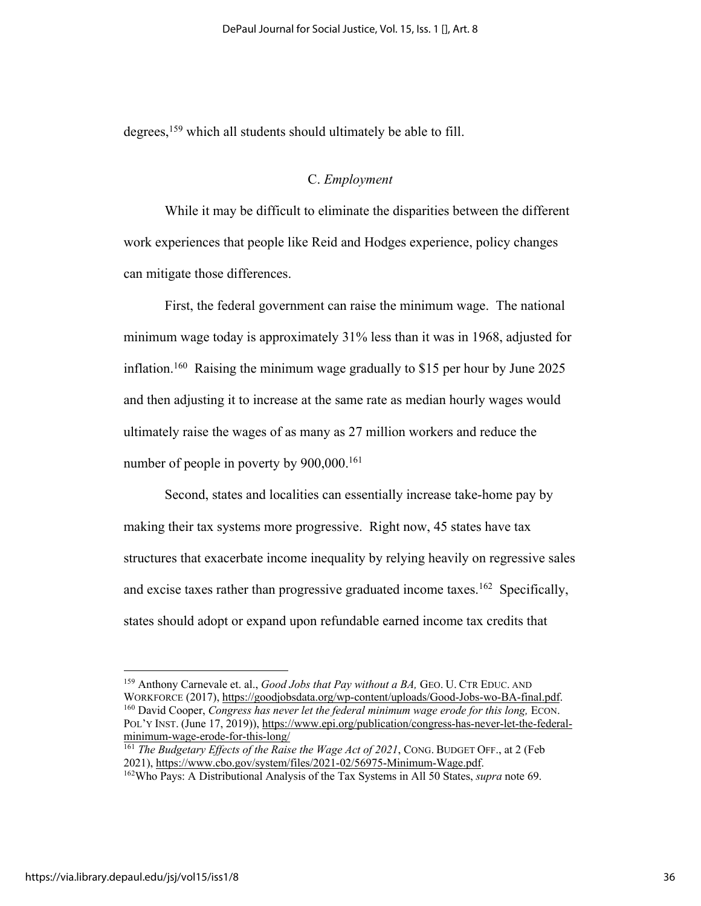degrees,[159] which all students should ultimately be able to fill.

### C. *Employment*

While it may be difficult to eliminate the disparities between the different work experiences that people like Reid and Hodges experience, policy changes can mitigate those differences.

First, the federal government can raise the minimum wage. The national minimum wage today is approximately 31% less than it was in 1968, adjusted for inflation.[160] Raising the minimum wage gradually to $15 per hour by June 2025 and then adjusting it to increase at the same rate as median hourly wages would ultimately raise the wages of as many as 27 million workers and reduce the number of people in poverty by 900,000.[161]

Second, states and localities can essentially increase take-home pay by making their tax systems more progressive. Right now, 45 states have tax structures that exacerbate income inequality by relying heavily on regressive sales and excise taxes rather than progressive graduated income taxes.[162] Specifically, states should adopt or expand upon refundable earned income tax credits that

---

[159] Anthony Carnevale et. al., *Good Jobs that Pay without a BA,* GEO. U. CTR EDUC. AND WORKFORCE (2017), https://goodjobsdata.org/wp-content/uploads/Good-Jobs-wo-BA-final.pdf.

[160] David Cooper, *Congress has never let the federal minimum wage erode for this long,* ECON. POL'Y INST. (June 17, 2019)), https://www.epi.org/publication/congress-has-never-let-the-federal-minimum-wage-erode-for-this-long/

[161] *The Budgetary Effects of the Raise the Wage Act of 2021*, CONG. BUDGET OFF., at 2 (Feb 2021), https://www.cbo.gov/system/files/2021-02/56975-Minimum-Wage.pdf.

[162] Who Pays: A Distributional Analysis of the Tax Systems in All 50 States, *supra* note 69.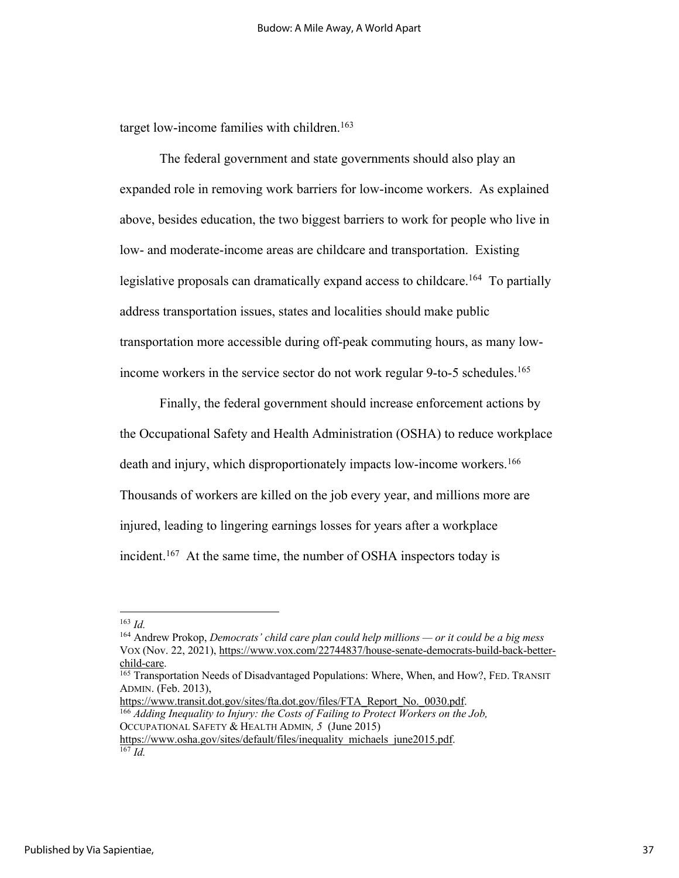target low-income families with children.[163]

The federal government and state governments should also play an expanded role in removing work barriers for low-income workers. As explained above, besides education, the two biggest barriers to work for people who live in low- and moderate-income areas are childcare and transportation. Existing legislative proposals can dramatically expand access to childcare.[164] To partially address transportation issues, states and localities should make public transportation more accessible during off-peak commuting hours, as many low-income workers in the service sector do not work regular 9-to-5 schedules.[165]

Finally, the federal government should increase enforcement actions by the Occupational Safety and Health Administration (OSHA) to reduce workplace death and injury, which disproportionately impacts low-income workers.[166] Thousands of workers are killed on the job every year, and millions more are injured, leading to lingering earnings losses for years after a workplace incident.[167] At the same time, the number of OSHA inspectors today is

---

[163] *Id.*

[164] Andrew Prokop, *Democrats' child care plan could help millions — or it could be a big mess* VOX (Nov. 22, 2021), https://www.vox.com/22744837/house-senate-democrats-build-back-better-child-care.

[165] Transportation Needs of Disadvantaged Populations: Where, When, and How?, FED. TRANSIT ADMIN. (Feb. 2013), https://www.transit.dot.gov/sites/fta.dot.gov/files/FTA_Report_No._0030.pdf.

[166] *Adding Inequality to Injury: the Costs of Failing to Protect Workers on the Job,* OCCUPATIONAL SAFETY & HEALTH ADMIN, *5* (June 2015) https://www.osha.gov/sites/default/files/inequality_michaels_june2015.pdf.

[167] *Id.*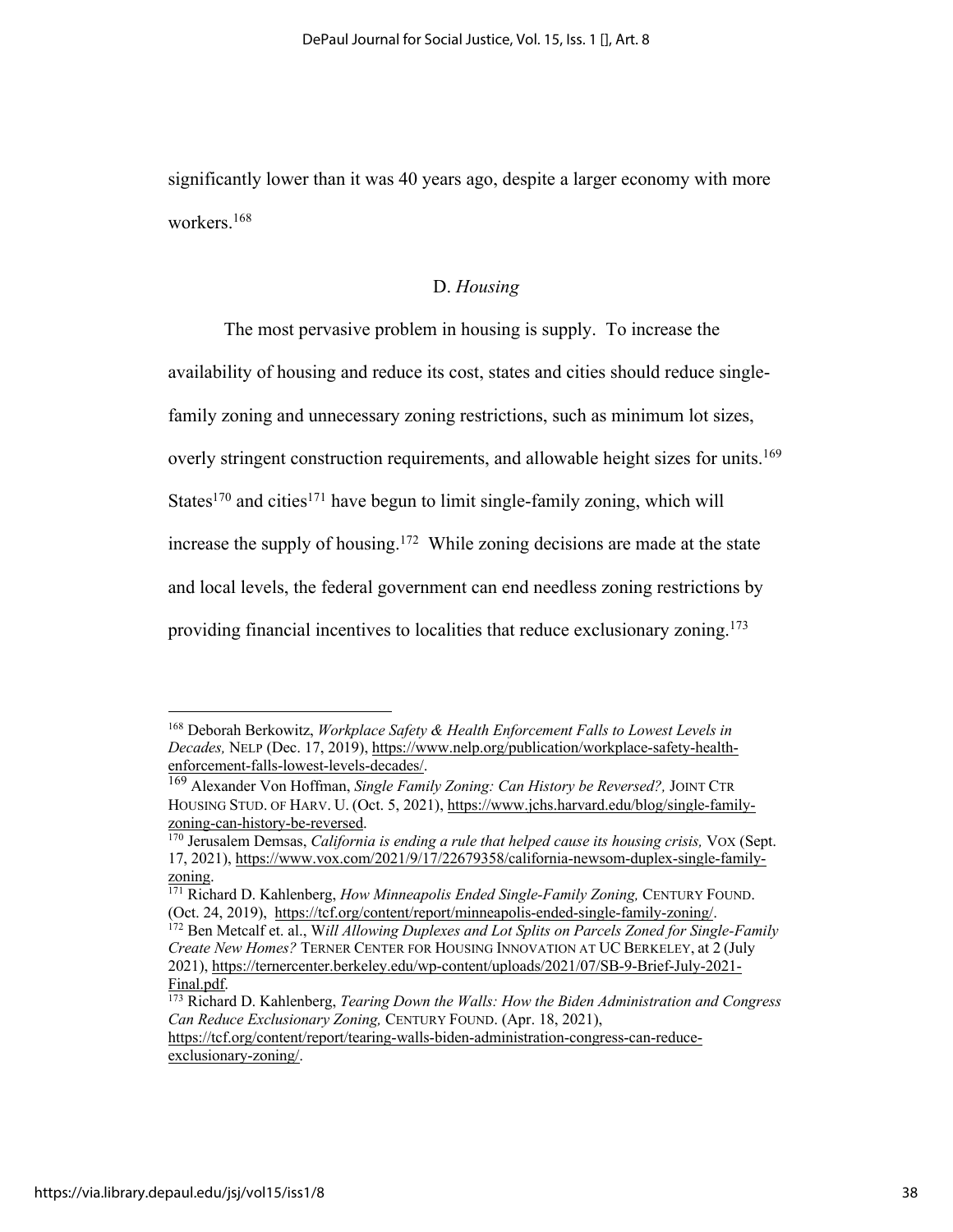significantly lower than it was 40 years ago, despite a larger economy with more workers.[168]

### D. *Housing*

The most pervasive problem in housing is supply. To increase the availability of housing and reduce its cost, states and cities should reduce single-family zoning and unnecessary zoning restrictions, such as minimum lot sizes, overly stringent construction requirements, and allowable height sizes for units.[169] States[170] and cities[171] have begun to limit single-family zoning, which will increase the supply of housing.[172] While zoning decisions are made at the state and local levels, the federal government can end needless zoning restrictions by providing financial incentives to localities that reduce exclusionary zoning.[173]

---

[168] Deborah Berkowitz, *Workplace Safety & Health Enforcement Falls to Lowest Levels in Decades,* NELP (Dec. 17, 2019), https://www.nelp.org/publication/workplace-safety-health-enforcement-falls-lowest-levels-decades/.

[169] Alexander Von Hoffman, *Single Family Zoning: Can History be Reversed?,* JOINT CTR HOUSING STUD. OF HARV. U. (Oct. 5, 2021), https://www.jchs.harvard.edu/blog/single-family-zoning-can-history-be-reversed.

[170] Jerusalem Demsas, *California is ending a rule that helped cause its housing crisis,* VOX (Sept. 17, 2021), https://www.vox.com/2021/9/17/22679358/california-newsom-duplex-single-family-zoning.

[171] Richard D. Kahlenberg, *How Minneapolis Ended Single-Family Zoning,* CENTURY FOUND. (Oct. 24, 2019), https://tcf.org/content/report/minneapolis-ended-single-family-zoning/.

[172] Ben Metcalf et. al., W*ill Allowing Duplexes and Lot Splits on Parcels Zoned for Single-Family Create New Homes?* TERNER CENTER FOR HOUSING INNOVATION AT UC BERKELEY, at 2 (July 2021), https://ternercenter.berkeley.edu/wp-content/uploads/2021/07/SB-9-Brief-July-2021-Final.pdf.

[173] Richard D. Kahlenberg, *Tearing Down the Walls: How the Biden Administration and Congress Can Reduce Exclusionary Zoning,* CENTURY FOUND. (Apr. 18, 2021), https://tcf.org/content/report/tearing-walls-biden-administration-congress-can-reduce-exclusionary-zoning/.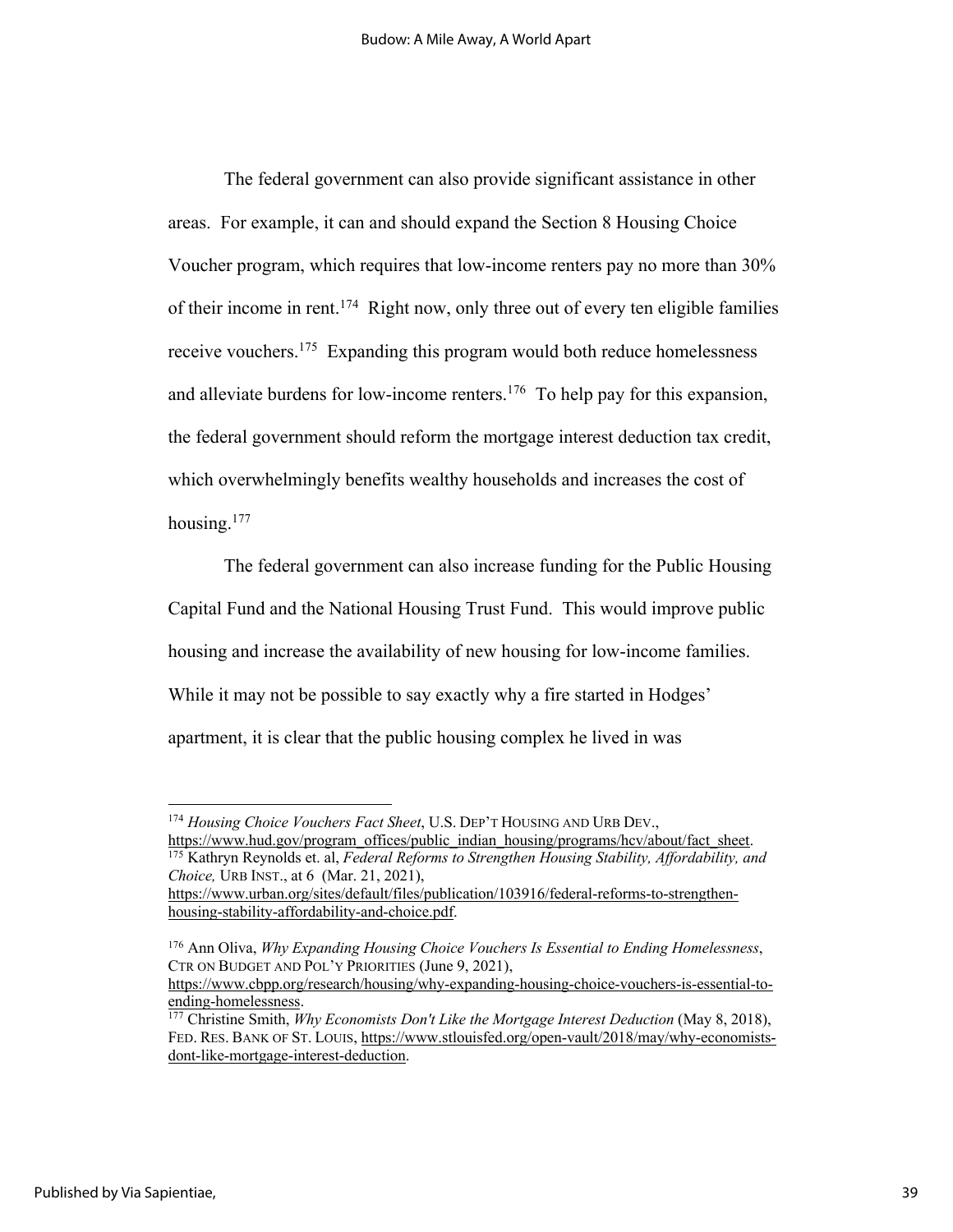The federal government can also provide significant assistance in other areas. For example, it can and should expand the Section 8 Housing Choice Voucher program, which requires that low-income renters pay no more than 30% of their income in rent.[174] Right now, only three out of every ten eligible families receive vouchers.[175] Expanding this program would both reduce homelessness and alleviate burdens for low-income renters.[176] To help pay for this expansion, the federal government should reform the mortgage interest deduction tax credit, which overwhelmingly benefits wealthy households and increases the cost of housing.[177]

The federal government can also increase funding for the Public Housing Capital Fund and the National Housing Trust Fund. This would improve public housing and increase the availability of new housing for low-income families. While it may not be possible to say exactly why a fire started in Hodges' apartment, it is clear that the public housing complex he lived in was

---

[174] *Housing Choice Vouchers Fact Sheet*, U.S. DEP'T HOUSING AND URB DEV., https://www.hud.gov/program_offices/public_indian_housing/programs/hcv/about/fact_sheet.

[175] Kathryn Reynolds et. al, *Federal Reforms to Strengthen Housing Stability, Affordability, and Choice,* URB INST., at 6 (Mar. 21, 2021), https://www.urban.org/sites/default/files/publication/103916/federal-reforms-to-strengthen-housing-stability-affordability-and-choice.pdf.

[176] Ann Oliva, *Why Expanding Housing Choice Vouchers Is Essential to Ending Homelessness*, CTR ON BUDGET AND POL'Y PRIORITIES (June 9, 2021), https://www.cbpp.org/research/housing/why-expanding-housing-choice-vouchers-is-essential-to-ending-homelessness.

[177] Christine Smith, *Why Economists Don't Like the Mortgage Interest Deduction* (May 8, 2018), FED. RES. BANK OF ST. LOUIS, https://www.stlouisfed.org/open-vault/2018/may/why-economists-dont-like-mortgage-interest-deduction.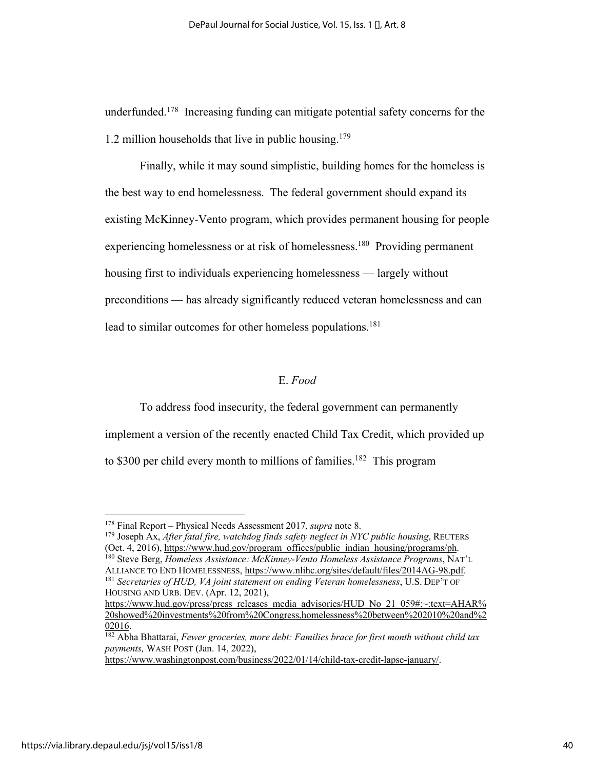underfunded.[178] Increasing funding can mitigate potential safety concerns for the 1.2 million households that live in public housing.[179]

Finally, while it may sound simplistic, building homes for the homeless is the best way to end homelessness. The federal government should expand its existing McKinney-Vento program, which provides permanent housing for people experiencing homelessness or at risk of homelessness.[180] Providing permanent housing first to individuals experiencing homelessness — largely without preconditions — has already significantly reduced veteran homelessness and can lead to similar outcomes for other homeless populations.[181]

## E. *Food*

To address food insecurity, the federal government can permanently implement a version of the recently enacted Child Tax Credit, which provided up to $300 per child every month to millions of families.[182] This program

---

[178] Final Report – Physical Needs Assessment 2017*, supra* note 8.

[179] Joseph Ax, *After fatal fire, watchdog finds safety neglect in NYC public housing*, REUTERS (Oct. 4, 2016), https://www.hud.gov/program_offices/public_indian_housing/programs/ph.

[180] Steve Berg, *Homeless Assistance: McKinney-Vento Homeless Assistance Programs*, NAT'L ALLIANCE TO END HOMELESSNESS, https://www.nlihc.org/sites/default/files/2014AG-98.pdf.

[181] *Secretaries of HUD, VA joint statement on ending Veteran homelessness*, U.S. DEP'T OF HOUSING AND URB. DEV. (Apr. 12, 2021), https://www.hud.gov/press/press_releases_media_advisories/HUD_No_21_059#:~:text=AHAR%20showed%20investments%20from%20Congress,homelessness%20between%202010%20and%202016.

[182] Abha Bhattarai, *Fewer groceries, more debt: Families brace for first month without child tax payments,* WASH POST (Jan. 14, 2022), https://www.washingtonpost.com/business/2022/01/14/child-tax-credit-lapse-january/.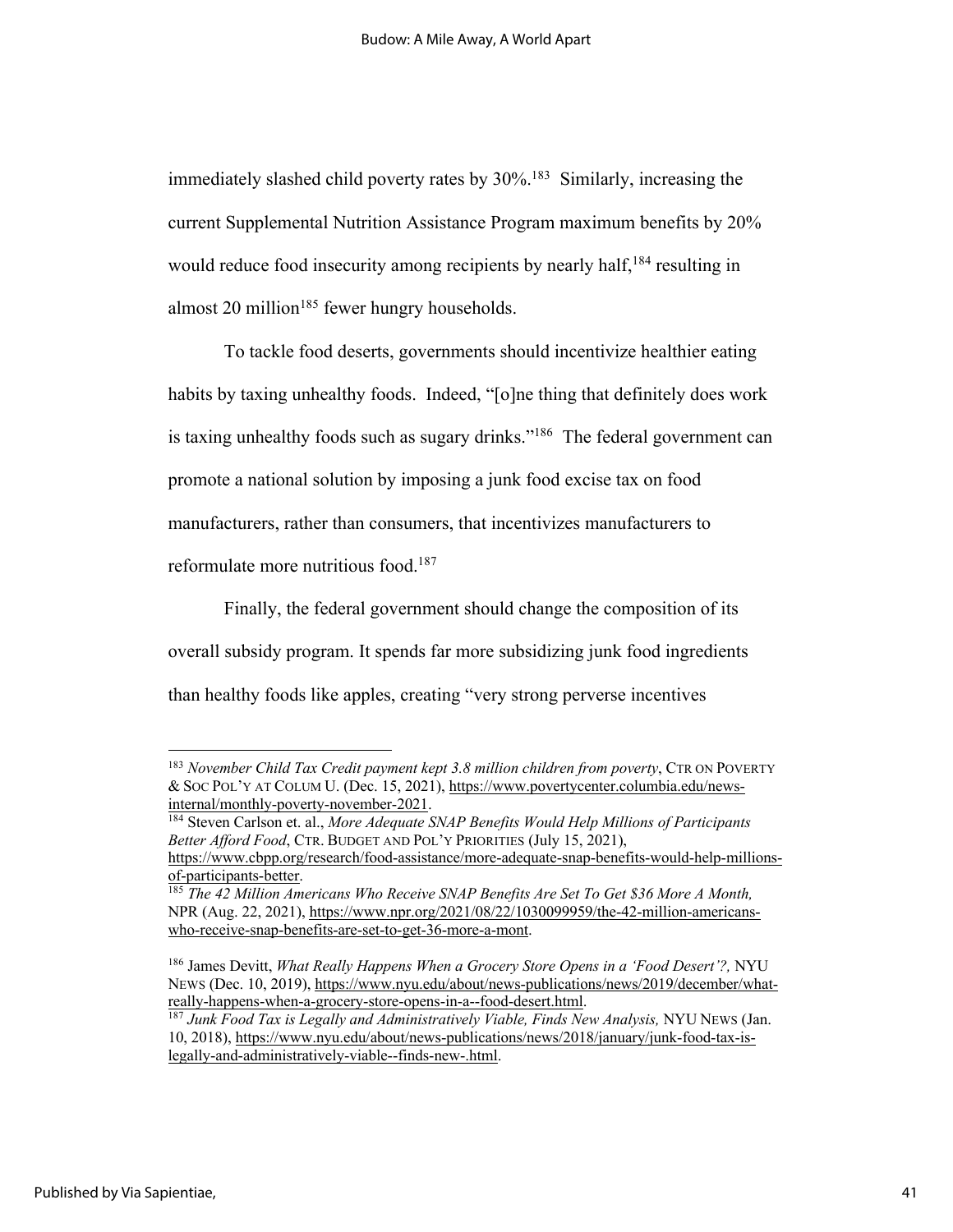immediately slashed child poverty rates by 30%.[183] Similarly, increasing the current Supplemental Nutrition Assistance Program maximum benefits by 20% would reduce food insecurity among recipients by nearly half,[184] resulting in almost 20 million[185] fewer hungry households.

To tackle food deserts, governments should incentivize healthier eating habits by taxing unhealthy foods. Indeed, "[o]ne thing that definitely does work is taxing unhealthy foods such as sugary drinks."[186] The federal government can promote a national solution by imposing a junk food excise tax on food manufacturers, rather than consumers, that incentivizes manufacturers to reformulate more nutritious food.[187]

Finally, the federal government should change the composition of its overall subsidy program. It spends far more subsidizing junk food ingredients than healthy foods like apples, creating "very strong perverse incentives

---

[183] *November Child Tax Credit payment kept 3.8 million children from poverty*, CTR ON POVERTY & SOC POL'Y AT COLUM U. (Dec. 15, 2021), https://www.povertycenter.columbia.edu/news-internal/monthly-poverty-november-2021.

[184] Steven Carlson et. al., *More Adequate SNAP Benefits Would Help Millions of Participants Better Afford Food*, CTR. BUDGET AND POL'Y PRIORITIES (July 15, 2021), https://www.cbpp.org/research/food-assistance/more-adequate-snap-benefits-would-help-millions-of-participants-better.

[185] *The 42 Million Americans Who Receive SNAP Benefits Are Set To Get $36 More A Month,* NPR (Aug. 22, 2021), https://www.npr.org/2021/08/22/1030099959/the-42-million-americans-who-receive-snap-benefits-are-set-to-get-36-more-a-mont.

[186] James Devitt, *What Really Happens When a Grocery Store Opens in a 'Food Desert'?,* NYU NEWS (Dec. 10, 2019), https://www.nyu.edu/about/news-publications/news/2019/december/what-really-happens-when-a-grocery-store-opens-in-a--food-desert.html.

[187] *Junk Food Tax is Legally and Administratively Viable, Finds New Analysis,* NYU NEWS (Jan. 10, 2018), https://www.nyu.edu/about/news-publications/news/2018/january/junk-food-tax-is-legally-and-administratively-viable--finds-new-.html.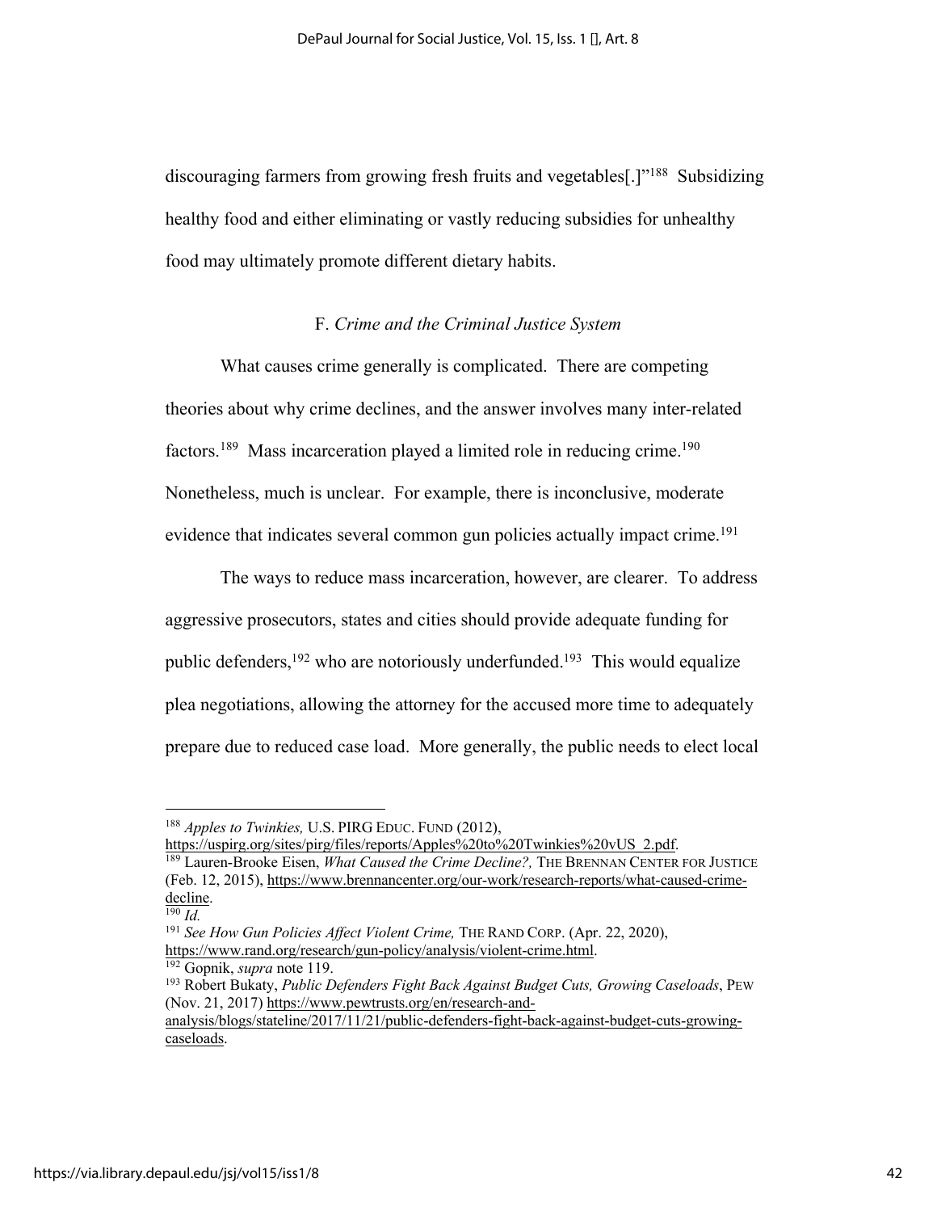discouraging farmers from growing fresh fruits and vegetables[.]"[188] Subsidizing healthy food and either eliminating or vastly reducing subsidies for unhealthy food may ultimately promote different dietary habits.

### F. *Crime and the Criminal Justice System*

What causes crime generally is complicated. There are competing theories about why crime declines, and the answer involves many inter-related factors.[189] Mass incarceration played a limited role in reducing crime.[190] Nonetheless, much is unclear. For example, there is inconclusive, moderate evidence that indicates several common gun policies actually impact crime.[191]

The ways to reduce mass incarceration, however, are clearer. To address aggressive prosecutors, states and cities should provide adequate funding for public defenders,[192] who are notoriously underfunded.[193] This would equalize plea negotiations, allowing the attorney for the accused more time to adequately prepare due to reduced case load. More generally, the public needs to elect local

---

[188] *Apples to Twinkies,* U.S. PIRG EDUC. FUND (2012), https://uspirg.org/sites/pirg/files/reports/Apples%20to%20Twinkies%20vUS_2.pdf.

[189] Lauren-Brooke Eisen, *What Caused the Crime Decline?,* THE BRENNAN CENTER FOR JUSTICE (Feb. 12, 2015), https://www.brennancenter.org/our-work/research-reports/what-caused-crime-decline.

[190] *Id.*

[191] *See How Gun Policies Affect Violent Crime,* THE RAND CORP. (Apr. 22, 2020), https://www.rand.org/research/gun-policy/analysis/violent-crime.html.

[192] Gopnik, *supra* note 119.

[193] Robert Bukaty, *Public Defenders Fight Back Against Budget Cuts, Growing Caseloads*, PEW (Nov. 21, 2017) https://www.pewtrusts.org/en/research-and-analysis/blogs/stateline/2017/11/21/public-defenders-fight-back-against-budget-cuts-growing-caseloads.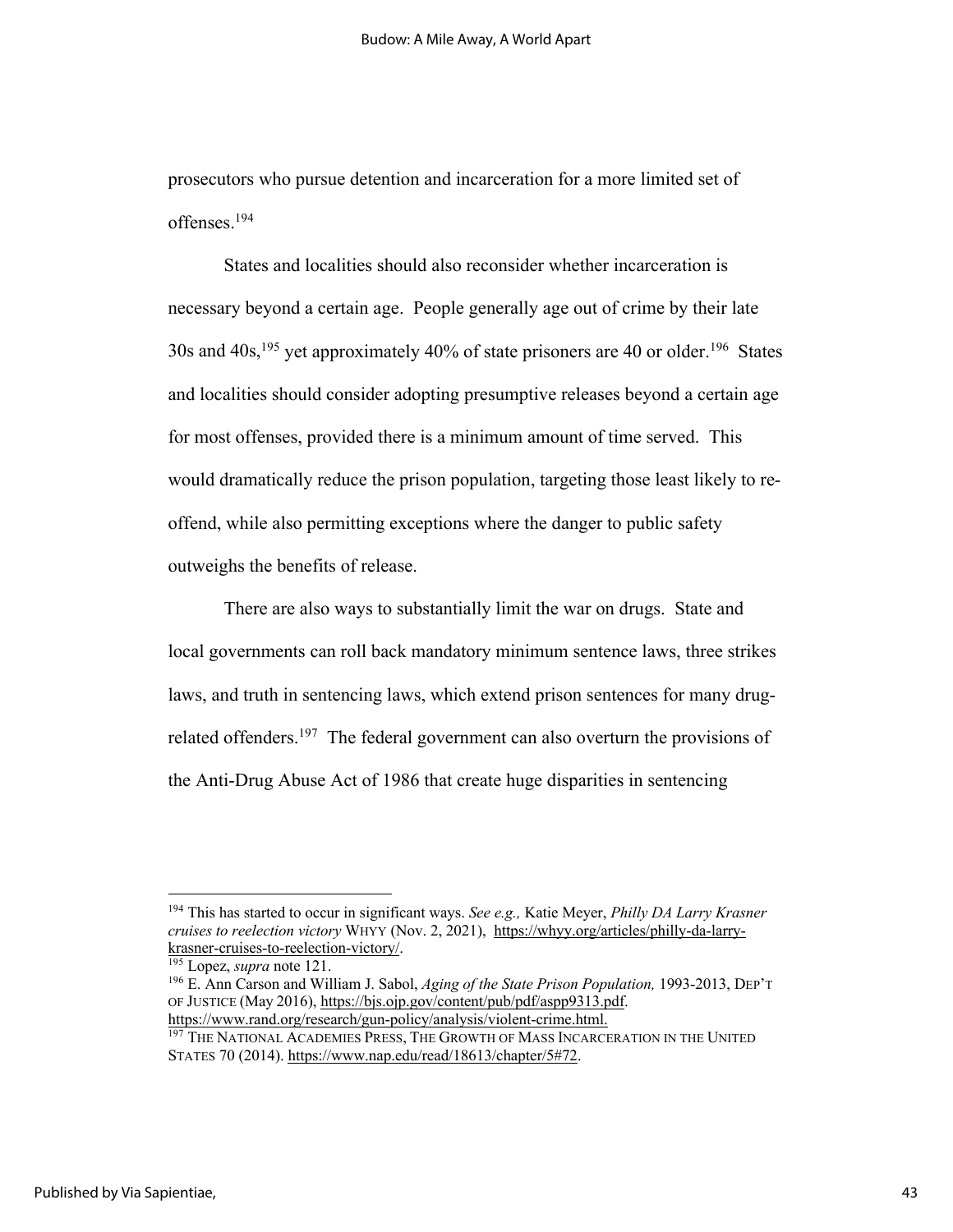prosecutors who pursue detention and incarceration for a more limited set of offenses.[194]

States and localities should also reconsider whether incarceration is necessary beyond a certain age. People generally age out of crime by their late 30s and 40s,[195] yet approximately 40% of state prisoners are 40 or older.[196] States and localities should consider adopting presumptive releases beyond a certain age for most offenses, provided there is a minimum amount of time served. This would dramatically reduce the prison population, targeting those least likely to re-offend, while also permitting exceptions where the danger to public safety outweighs the benefits of release.

There are also ways to substantially limit the war on drugs. State and local governments can roll back mandatory minimum sentence laws, three strikes laws, and truth in sentencing laws, which extend prison sentences for many drug-related offenders.[197] The federal government can also overturn the provisions of the Anti-Drug Abuse Act of 1986 that create huge disparities in sentencing

---

[194] This has started to occur in significant ways. *See e.g.,* Katie Meyer, *Philly DA Larry Krasner cruises to reelection victory* WHYY (Nov. 2, 2021), https://whyy.org/articles/philly-da-larry-krasner-cruises-to-reelection-victory/.

[195] Lopez, *supra* note 121.

[196] E. Ann Carson and William J. Sabol, *Aging of the State Prison Population,* 1993-2013, DEP'T OF JUSTICE (May 2016), https://bjs.ojp.gov/content/pub/pdf/aspp9313.pdf. https://www.rand.org/research/gun-policy/analysis/violent-crime.html.

[197] THE NATIONAL ACADEMIES PRESS, THE GROWTH OF MASS INCARCERATION IN THE UNITED STATES 70 (2014). https://www.nap.edu/read/18613/chapter/5#72.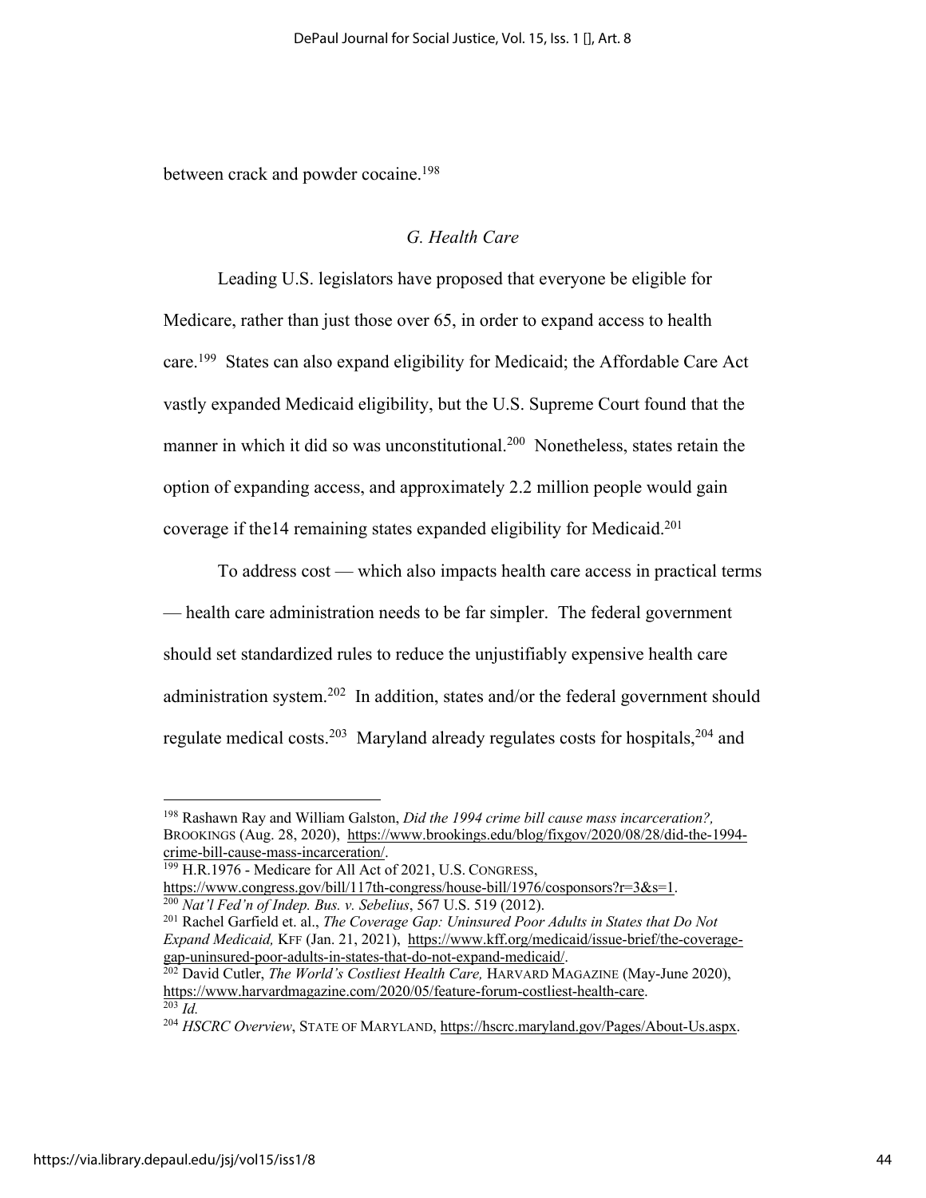between crack and powder cocaine.[198]

### *G. Health Care*

Leading U.S. legislators have proposed that everyone be eligible for Medicare, rather than just those over 65, in order to expand access to health care.[199] States can also expand eligibility for Medicaid; the Affordable Care Act vastly expanded Medicaid eligibility, but the U.S. Supreme Court found that the manner in which it did so was unconstitutional.[200] Nonetheless, states retain the option of expanding access, and approximately 2.2 million people would gain coverage if the14 remaining states expanded eligibility for Medicaid.[201]

To address cost — which also impacts health care access in practical terms — health care administration needs to be far simpler. The federal government should set standardized rules to reduce the unjustifiably expensive health care administration system.[202] In addition, states and/or the federal government should regulate medical costs.[203] Maryland already regulates costs for hospitals,[204] and

---

[198] Rashawn Ray and William Galston, *Did the 1994 crime bill cause mass incarceration?,* BROOKINGS (Aug. 28, 2020), https://www.brookings.edu/blog/fixgov/2020/08/28/did-the-1994-crime-bill-cause-mass-incarceration/.

[199] H.R.1976 - Medicare for All Act of 2021, U.S. CONGRESS, https://www.congress.gov/bill/117th-congress/house-bill/1976/cosponsors?r=3&s=1.

[200] *Nat'l Fed'n of Indep. Bus. v. Sebelius*, 567 U.S. 519 (2012).

[201] Rachel Garfield et. al., *The Coverage Gap: Uninsured Poor Adults in States that Do Not Expand Medicaid,* KFF (Jan. 21, 2021), https://www.kff.org/medicaid/issue-brief/the-coverage-gap-uninsured-poor-adults-in-states-that-do-not-expand-medicaid/.

[202] David Cutler, *The World's Costliest Health Care,* HARVARD MAGAZINE (May-June 2020), https://www.harvardmagazine.com/2020/05/feature-forum-costliest-health-care.

[203] *Id.*

[204] *HSCRC Overview*, STATE OF MARYLAND, https://hscrc.maryland.gov/Pages/About-Us.aspx.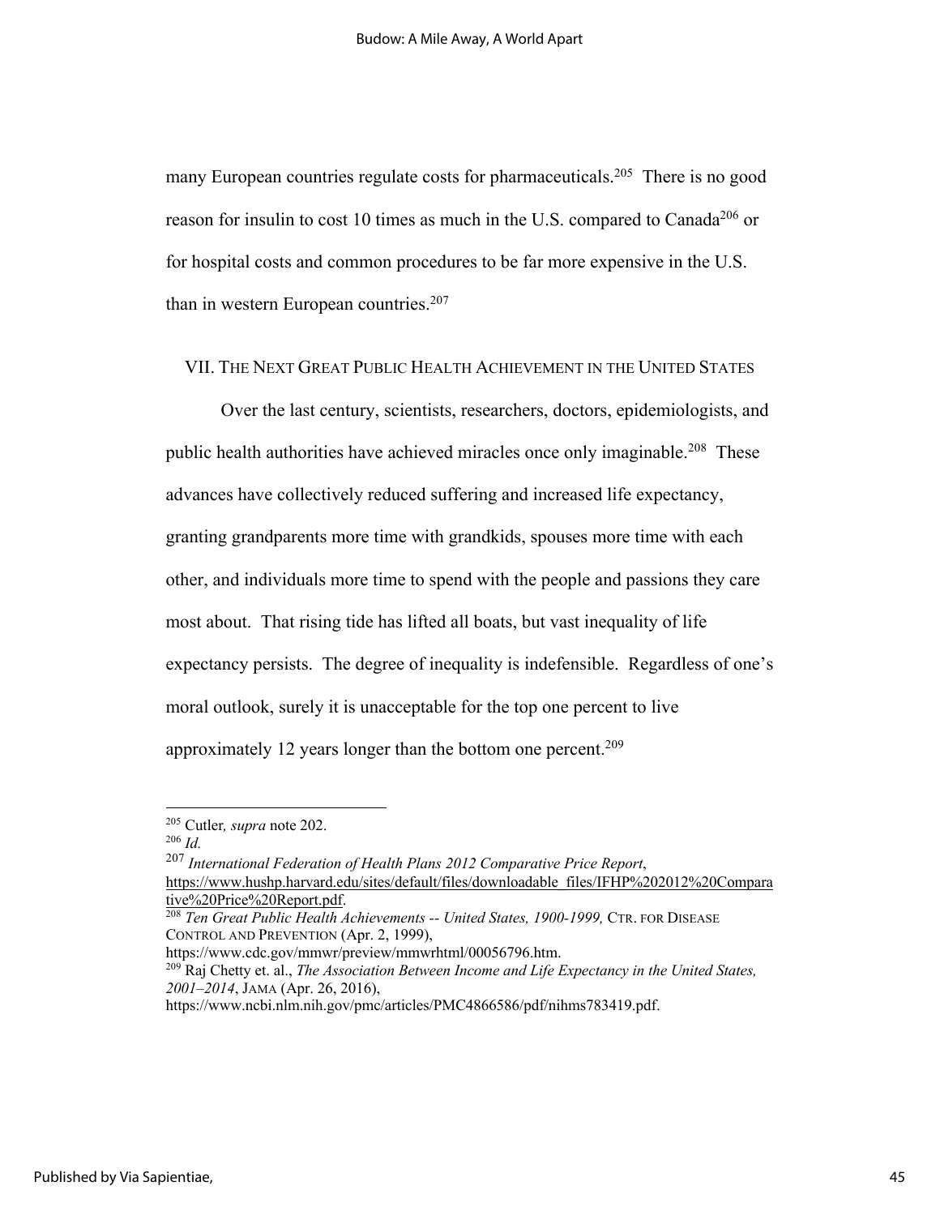many European countries regulate costs for pharmaceuticals.[205] There is no good reason for insulin to cost 10 times as much in the U.S. compared to Canada[206] or for hospital costs and common procedures to be far more expensive in the U.S. than in western European countries.[207]

## VII. The Next Great Public Health Achievement in the United States

Over the last century, scientists, researchers, doctors, epidemiologists, and public health authorities have achieved miracles once only imaginable.[208] These advances have collectively reduced suffering and increased life expectancy, granting grandparents more time with grandkids, spouses more time with each other, and individuals more time to spend with the people and passions they care most about. That rising tide has lifted all boats, but vast inequality of life expectancy persists. The degree of inequality is indefensible. Regardless of one's moral outlook, surely it is unacceptable for the top one percent to live approximately 12 years longer than the bottom one percent.[209]

---

[205] Cutler*, supra* note 202.

[206] *Id.*

[207] *International Federation of Health Plans 2012 Comparative Price Report*, https://www.hushp.harvard.edu/sites/default/files/downloadable_files/IFHP%202012%20Comparative%20Price%20Report.pdf.

[208] *Ten Great Public Health Achievements -- United States, 1900-1999,* CTR. FOR DISEASE CONTROL AND PREVENTION (Apr. 2, 1999), https://www.cdc.gov/mmwr/preview/mmwrhtml/00056796.htm.

[209] Raj Chetty et. al., *The Association Between Income and Life Expectancy in the United States, 2001–2014*, JAMA (Apr. 26, 2016), https://www.ncbi.nlm.nih.gov/pmc/articles/PMC4866586/pdf/nihms783419.pdf.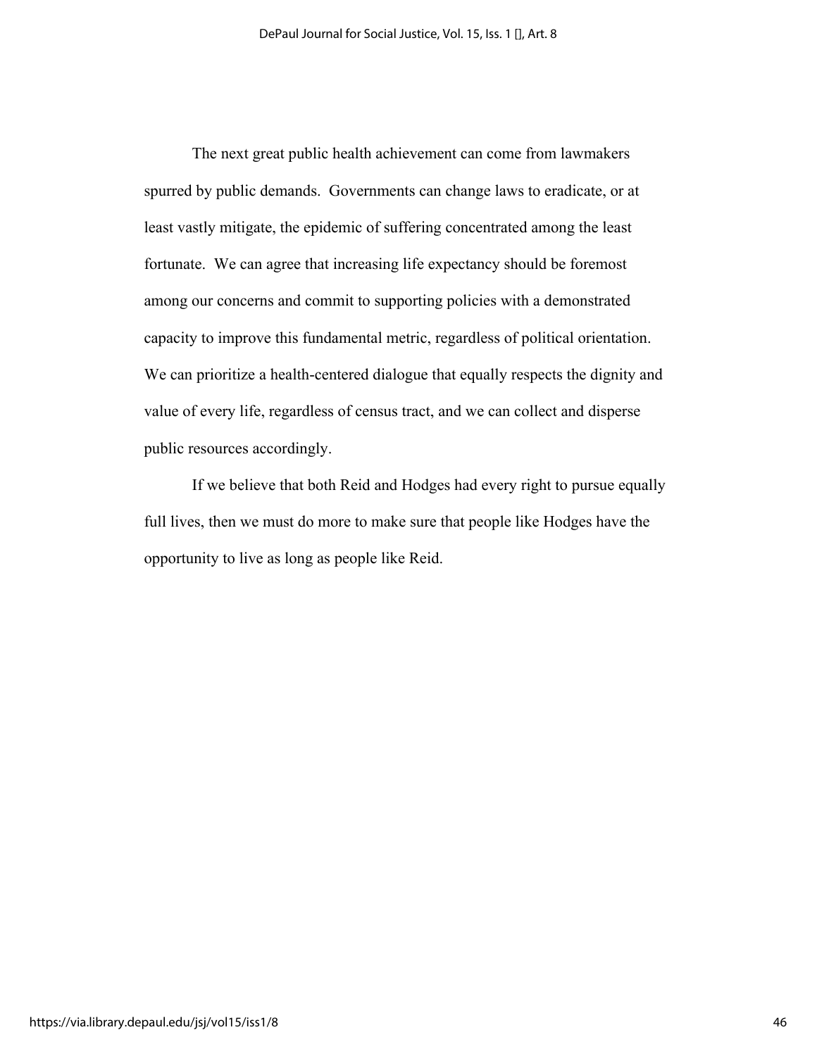The next great public health achievement can come from lawmakers spurred by public demands. Governments can change laws to eradicate, or at least vastly mitigate, the epidemic of suffering concentrated among the least fortunate. We can agree that increasing life expectancy should be foremost among our concerns and commit to supporting policies with a demonstrated capacity to improve this fundamental metric, regardless of political orientation. We can prioritize a health-centered dialogue that equally respects the dignity and value of every life, regardless of census tract, and we can collect and disperse public resources accordingly.

If we believe that both Reid and Hodges had every right to pursue equally full lives, then we must do more to make sure that people like Hodges have the opportunity to live as long as people like Reid.